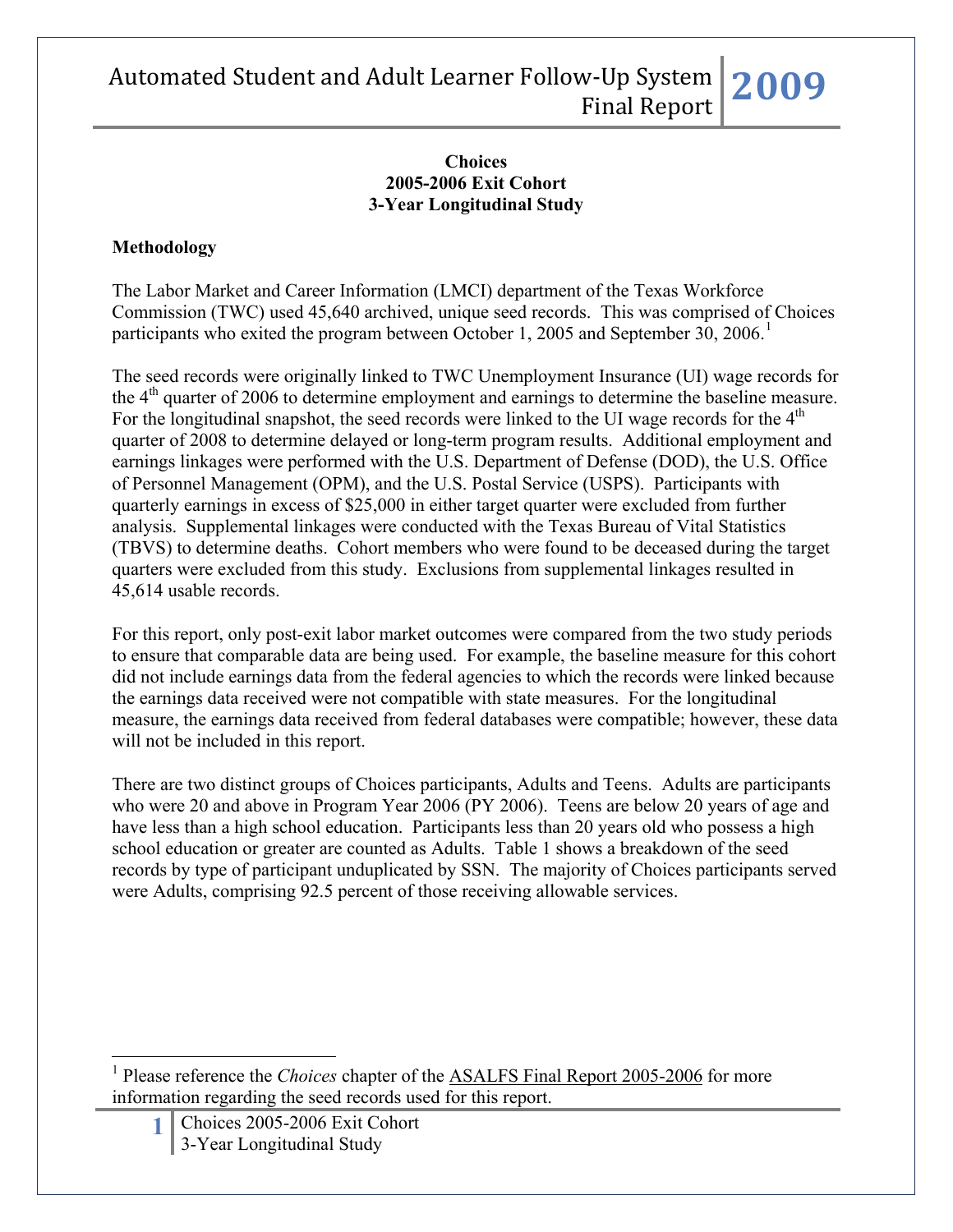**Choices**
**2005-2006 Exit Cohort**
**3-Year Longitudinal Study**

## Methodology

The Labor Market and Career Information (LMCI) department of the Texas Workforce Commission (TWC) used 45,640 archived, unique seed records. This was comprised of Choices participants who exited the program between October 1, 2005 and September 30, 2006.[1]

The seed records were originally linked to TWC Unemployment Insurance (UI) wage records for the 4th quarter of 2006 to determine employment and earnings to determine the baseline measure. For the longitudinal snapshot, the seed records were linked to the UI wage records for the 4th quarter of 2008 to determine delayed or long-term program results. Additional employment and earnings linkages were performed with the U.S. Department of Defense (DOD), the U.S. Office of Personnel Management (OPM), and the U.S. Postal Service (USPS). Participants with quarterly earnings in excess of $25,000 in either target quarter were excluded from further analysis. Supplemental linkages were conducted with the Texas Bureau of Vital Statistics (TBVS) to determine deaths. Cohort members who were found to be deceased during the target quarters were excluded from this study. Exclusions from supplemental linkages resulted in 45,614 usable records.

For this report, only post-exit labor market outcomes were compared from the two study periods to ensure that comparable data are being used. For example, the baseline measure for this cohort did not include earnings data from the federal agencies to which the records were linked because the earnings data received were not compatible with state measures. For the longitudinal measure, the earnings data received from federal databases were compatible; however, these data will not be included in this report.

There are two distinct groups of Choices participants, Adults and Teens. Adults are participants who were 20 and above in Program Year 2006 (PY 2006). Teens are below 20 years of age and have less than a high school education. Participants less than 20 years old who possess a high school education or greater are counted as Adults. Table 1 shows a breakdown of the seed records by type of participant unduplicated by SSN. The majority of Choices participants served were Adults, comprising 92.5 percent of those receiving allowable services.

---

[1] Please reference the *Choices* chapter of the ASALFS Final Report 2005-2006 for more information regarding the seed records used for this report.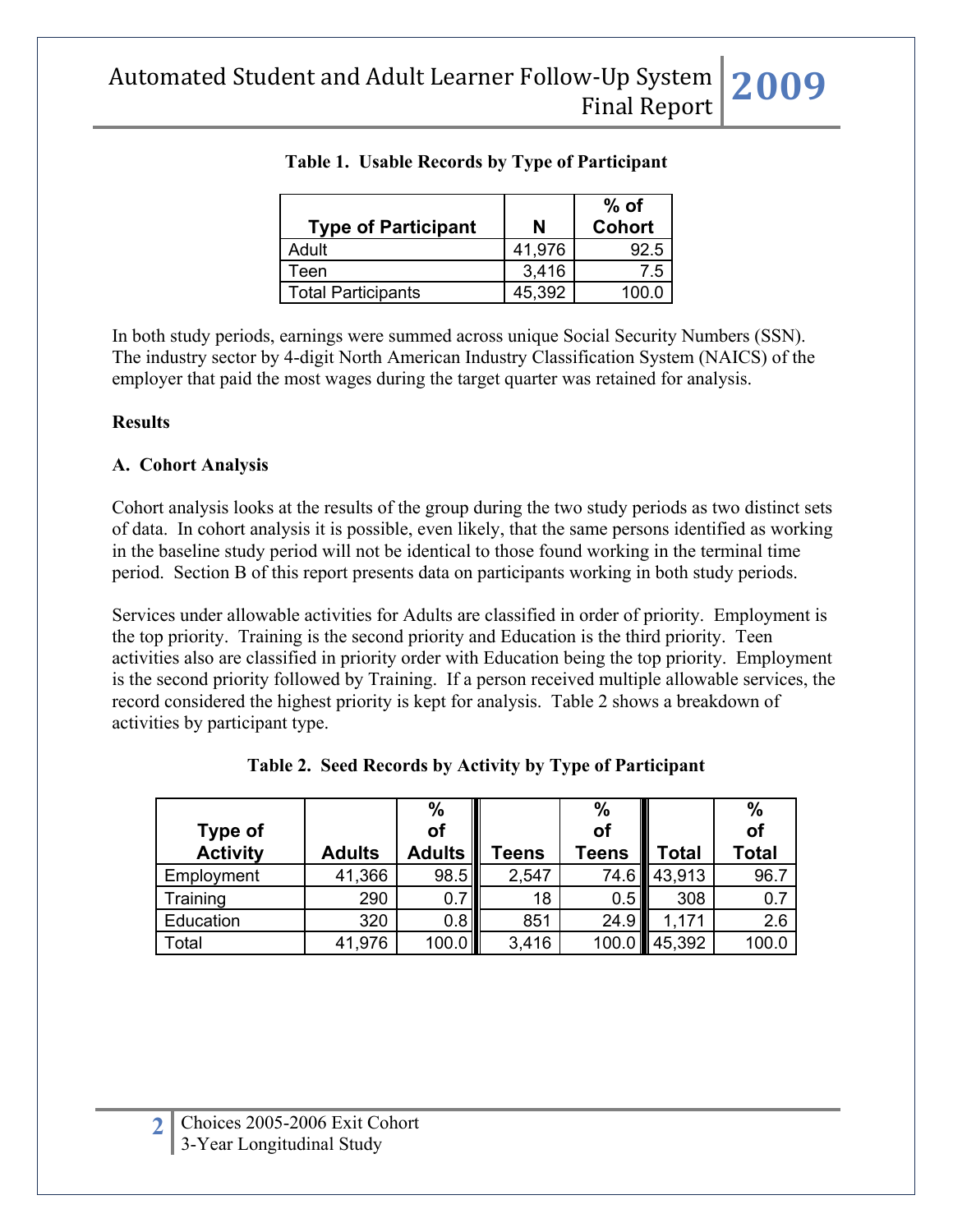**Table 1. Usable Records by Type of Participant**

| Type of Participant | N | % of Cohort |
|---|---|---|
| Adult | 41,976 | 92.5 |
| Teen | 3,416 | 7.5 |
| Total Participants | 45,392 | 100.0 |

In both study periods, earnings were summed across unique Social Security Numbers (SSN). The industry sector by 4-digit North American Industry Classification System (NAICS) of the employer that paid the most wages during the target quarter was retained for analysis.

**Results**

**A. Cohort Analysis**

Cohort analysis looks at the results of the group during the two study periods as two distinct sets of data. In cohort analysis it is possible, even likely, that the same persons identified as working in the baseline study period will not be identical to those found working in the terminal time period. Section B of this report presents data on participants working in both study periods.

Services under allowable activities for Adults are classified in order of priority. Employment is the top priority. Training is the second priority and Education is the third priority. Teen activities also are classified in priority order with Education being the top priority. Employment is the second priority followed by Training. If a person received multiple allowable services, the record considered the highest priority is kept for analysis. Table 2 shows a breakdown of activities by participant type.

**Table 2. Seed Records by Activity by Type of Participant**

| Type of Activity | Adults | % of Adults | Teens | % of Teens | Total | % of Total |
|---|---|---|---|---|---|---|
| Employment | 41,366 | 98.5 | 2,547 | 74.6 | 43,913 | 96.7 |
| Training | 290 | 0.7 | 18 | 0.5 | 308 | 0.7 |
| Education | 320 | 0.8 | 851 | 24.9 | 1,171 | 2.6 |
| Total | 41,976 | 100.0 | 3,416 | 100.0 | 45,392 | 100.0 |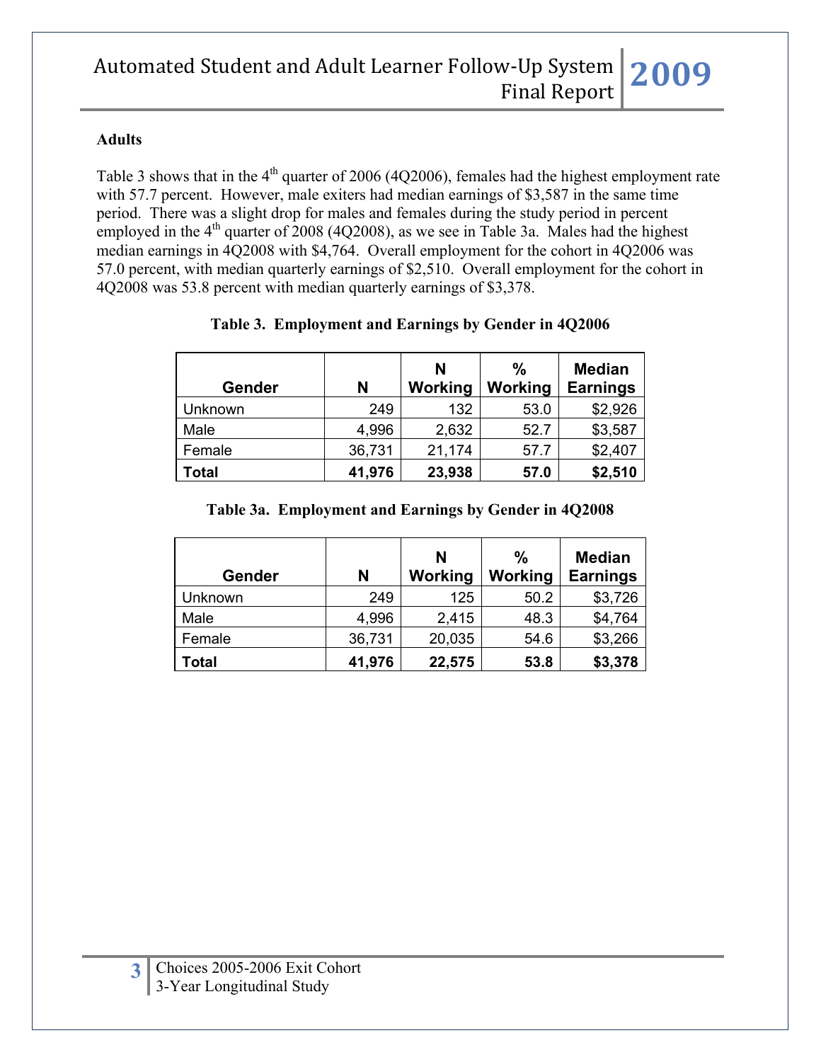### Adults

Table 3 shows that in the 4th quarter of 2006 (4Q2006), females had the highest employment rate with 57.7 percent. However, male exiters had median earnings of $3,587 in the same time period. There was a slight drop for males and females during the study period in percent employed in the 4th quarter of 2008 (4Q2008), as we see in Table 3a. Males had the highest median earnings in 4Q2008 with $4,764. Overall employment for the cohort in 4Q2006 was 57.0 percent, with median quarterly earnings of $2,510. Overall employment for the cohort in 4Q2008 was 53.8 percent with median quarterly earnings of $3,378.

**Table 3. Employment and Earnings by Gender in 4Q2006**

| Gender | N | N Working | % Working | Median Earnings |
|---|---|---|---|---|
| Unknown | 249 | 132 | 53.0 | $2,926 |
| Male | 4,996 | 2,632 | 52.7 | $3,587 |
| Female | 36,731 | 21,174 | 57.7 | $2,407 |
| **Total** | **41,976** | **23,938** | **57.0** | **$2,510** |

**Table 3a. Employment and Earnings by Gender in 4Q2008**

| Gender | N | N Working | % Working | Median Earnings |
|---|---|---|---|---|
| Unknown | 249 | 125 | 50.2 | $3,726 |
| Male | 4,996 | 2,415 | 48.3 | $4,764 |
| Female | 36,731 | 20,035 | 54.6 | $3,266 |
| **Total** | **41,976** | **22,575** | **53.8** | **$3,378** |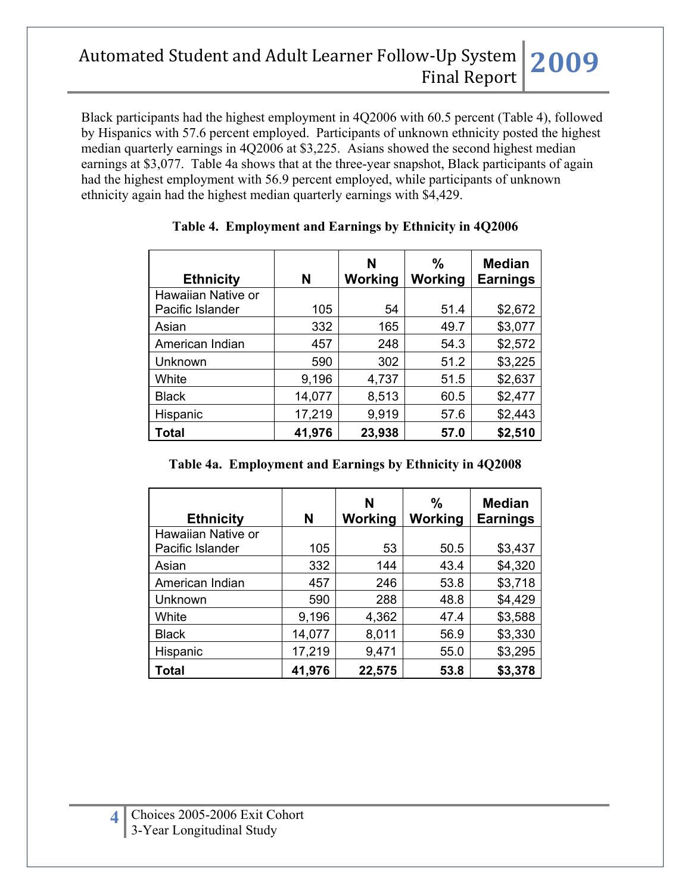Black participants had the highest employment in 4Q2006 with 60.5 percent (Table 4), followed by Hispanics with 57.6 percent employed. Participants of unknown ethnicity posted the highest median quarterly earnings in 4Q2006 at $3,225. Asians showed the second highest median earnings at $3,077. Table 4a shows that at the three-year snapshot, Black participants of again had the highest employment with 56.9 percent employed, while participants of unknown ethnicity again had the highest median quarterly earnings with $4,429.

**Table 4. Employment and Earnings by Ethnicity in 4Q2006**

| Ethnicity | N | N Working | % Working | Median Earnings |
|---|---|---|---|---|
| Hawaiian Native or Pacific Islander | 105 | 54 | 51.4 | $2,672 |
| Asian | 332 | 165 | 49.7 | $3,077 |
| American Indian | 457 | 248 | 54.3 | $2,572 |
| Unknown | 590 | 302 | 51.2 | $3,225 |
| White | 9,196 | 4,737 | 51.5 | $2,637 |
| Black | 14,077 | 8,513 | 60.5 | $2,477 |
| Hispanic | 17,219 | 9,919 | 57.6 | $2,443 |
| **Total** | **41,976** | **23,938** | **57.0** | **$2,510** |

**Table 4a. Employment and Earnings by Ethnicity in 4Q2008**

| Ethnicity | N | N Working | % Working | Median Earnings |
|---|---|---|---|---|
| Hawaiian Native or Pacific Islander | 105 | 53 | 50.5 | $3,437 |
| Asian | 332 | 144 | 43.4 | $4,320 |
| American Indian | 457 | 246 | 53.8 | $3,718 |
| Unknown | 590 | 288 | 48.8 | $4,429 |
| White | 9,196 | 4,362 | 47.4 | $3,588 |
| Black | 14,077 | 8,011 | 56.9 | $3,330 |
| Hispanic | 17,219 | 9,471 | 55.0 | $3,295 |
| **Total** | **41,976** | **22,575** | **53.8** | **$3,378** |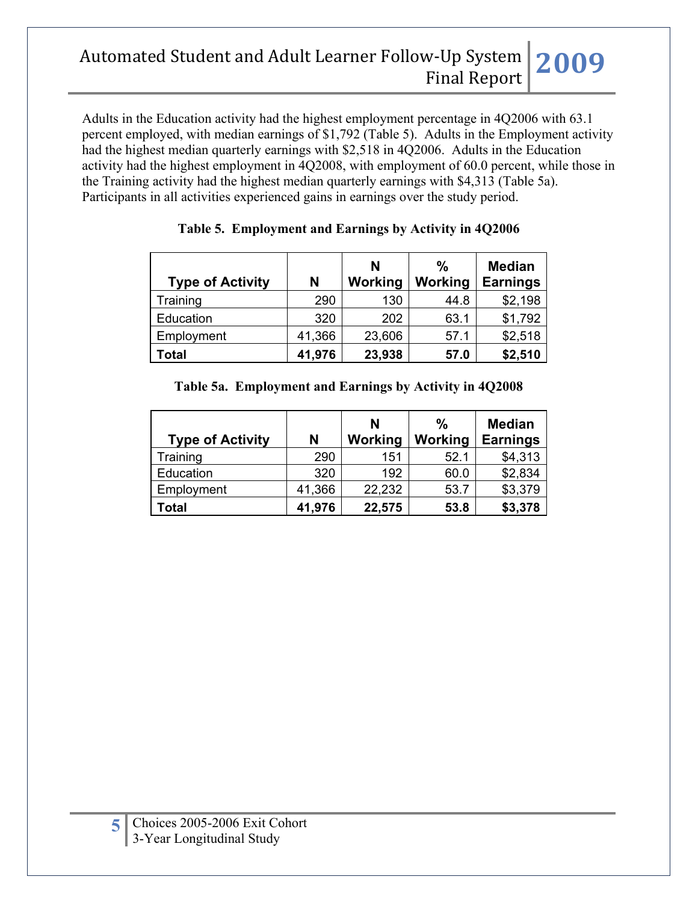Adults in the Education activity had the highest employment percentage in 4Q2006 with 63.1 percent employed, with median earnings of $1,792 (Table 5). Adults in the Employment activity had the highest median quarterly earnings with $2,518 in 4Q2006. Adults in the Education activity had the highest employment in 4Q2008, with employment of 60.0 percent, while those in the Training activity had the highest median quarterly earnings with $4,313 (Table 5a). Participants in all activities experienced gains in earnings over the study period.

**Table 5. Employment and Earnings by Activity in 4Q2006**

| Type of Activity | N | N Working | % Working | Median Earnings |
|---|---|---|---|---|
| Training | 290 | 130 | 44.8 | $2,198 |
| Education | 320 | 202 | 63.1 | $1,792 |
| Employment | 41,366 | 23,606 | 57.1 | $2,518 |
| **Total** | **41,976** | **23,938** | **57.0** | **$2,510** |

**Table 5a. Employment and Earnings by Activity in 4Q2008**

| Type of Activity | N | N Working | % Working | Median Earnings |
|---|---|---|---|---|
| Training | 290 | 151 | 52.1 | $4,313 |
| Education | 320 | 192 | 60.0 | $2,834 |
| Employment | 41,366 | 22,232 | 53.7 | $3,379 |
| **Total** | **41,976** | **22,575** | **53.8** | **$3,378** |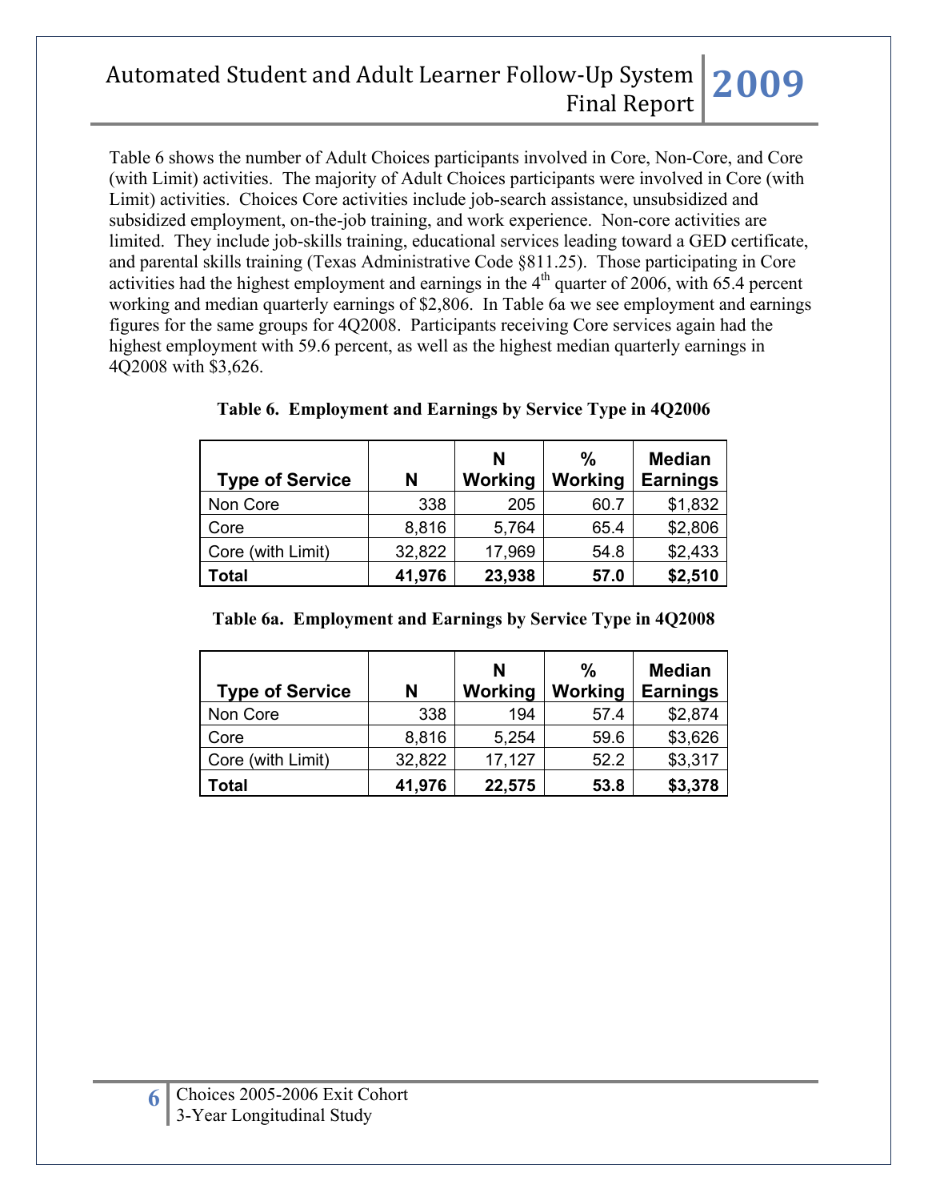Table 6 shows the number of Adult Choices participants involved in Core, Non-Core, and Core (with Limit) activities. The majority of Adult Choices participants were involved in Core (with Limit) activities. Choices Core activities include job-search assistance, unsubsidized and subsidized employment, on-the-job training, and work experience. Non-core activities are limited. They include job-skills training, educational services leading toward a GED certificate, and parental skills training (Texas Administrative Code §811.25). Those participating in Core activities had the highest employment and earnings in the 4th quarter of 2006, with 65.4 percent working and median quarterly earnings of $2,806. In Table 6a we see employment and earnings figures for the same groups for 4Q2008. Participants receiving Core services again had the highest employment with 59.6 percent, as well as the highest median quarterly earnings in 4Q2008 with $3,626.

**Table 6. Employment and Earnings by Service Type in 4Q2006**

| Type of Service | N | N Working | % Working | Median Earnings |
|---|---|---|---|---|
| Non Core | 338 | 205 | 60.7 | $1,832 |
| Core | 8,816 | 5,764 | 65.4 | $2,806 |
| Core (with Limit) | 32,822 | 17,969 | 54.8 | $2,433 |
| **Total** | **41,976** | **23,938** | **57.0** | **$2,510** |

**Table 6a. Employment and Earnings by Service Type in 4Q2008**

| Type of Service | N | N Working | % Working | Median Earnings |
|---|---|---|---|---|
| Non Core | 338 | 194 | 57.4 | $2,874 |
| Core | 8,816 | 5,254 | 59.6 | $3,626 |
| Core (with Limit) | 32,822 | 17,127 | 52.2 | $3,317 |
| **Total** | **41,976** | **22,575** | **53.8** | **$3,378** |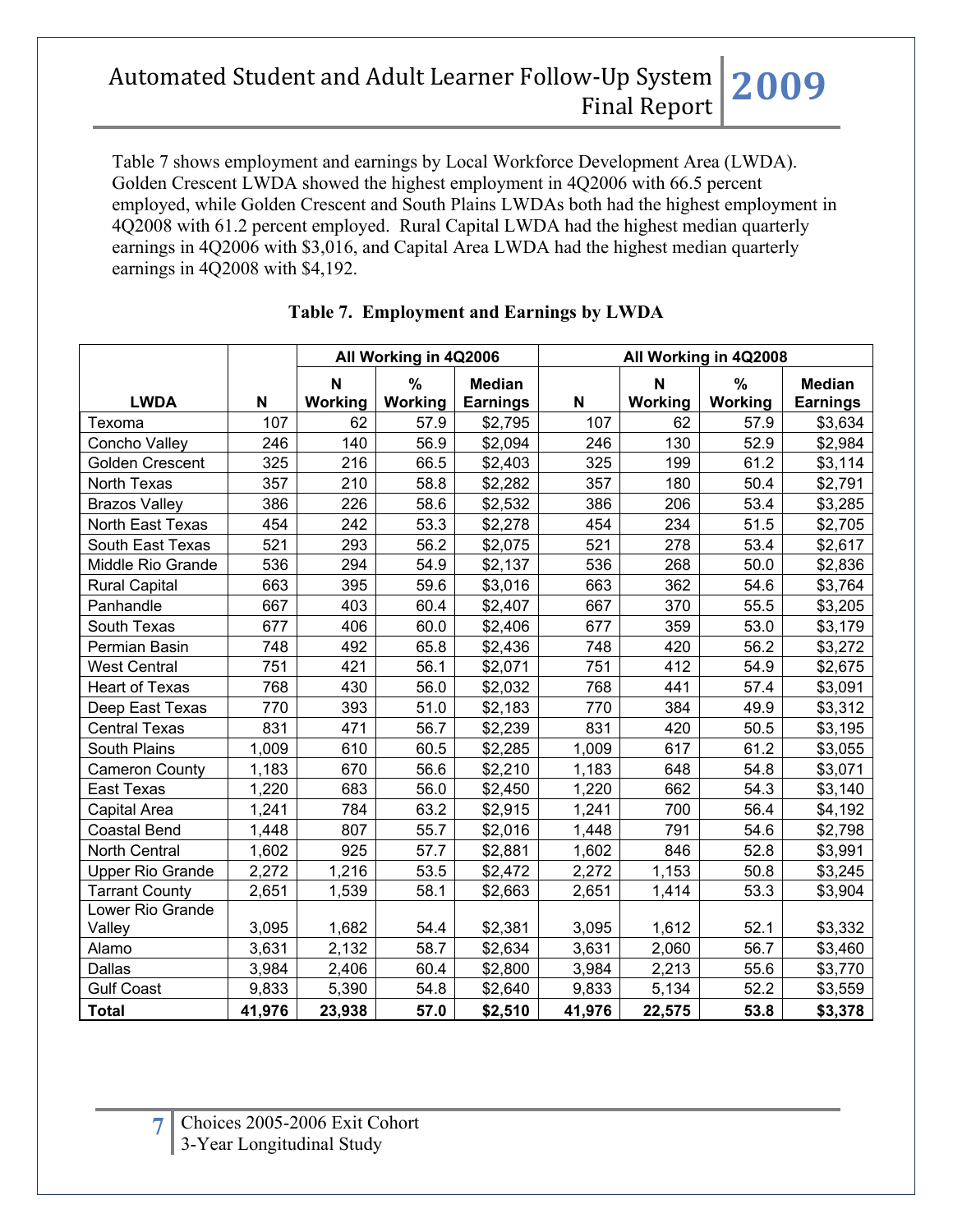Table 7 shows employment and earnings by Local Workforce Development Area (LWDA). Golden Crescent LWDA showed the highest employment in 4Q2006 with 66.5 percent employed, while Golden Crescent and South Plains LWDAs both had the highest employment in 4Q2008 with 61.2 percent employed. Rural Capital LWDA had the highest median quarterly earnings in 4Q2006 with $3,016, and Capital Area LWDA had the highest median quarterly earnings in 4Q2008 with $4,192.

**Table 7. Employment and Earnings by LWDA**

| | | All Working in 4Q2006 | | | | All Working in 4Q2008 | | |
|---|---|---|---|---|---|---|---|---|
| **LWDA** | **N** | **N Working** | **% Working** | **Median Earnings** | **N** | **N Working** | **% Working** | **Median Earnings** |
| Texoma | 107 | 62 | 57.9 | $2,795 | 107 | 62 | 57.9 | $3,634 |
| Concho Valley | 246 | 140 | 56.9 | $2,094 | 246 | 130 | 52.9 | $2,984 |
| Golden Crescent | 325 | 216 | 66.5 | $2,403 | 325 | 199 | 61.2 | $3,114 |
| North Texas | 357 | 210 | 58.8 | $2,282 | 357 | 180 | 50.4 | $2,791 |
| Brazos Valley | 386 | 226 | 58.6 | $2,532 | 386 | 206 | 53.4 | $3,285 |
| North East Texas | 454 | 242 | 53.3 | $2,278 | 454 | 234 | 51.5 | $2,705 |
| South East Texas | 521 | 293 | 56.2 | $2,075 | 521 | 278 | 53.4 | $2,617 |
| Middle Rio Grande | 536 | 294 | 54.9 | $2,137 | 536 | 268 | 50.0 | $2,836 |
| Rural Capital | 663 | 395 | 59.6 | $3,016 | 663 | 362 | 54.6 | $3,764 |
| Panhandle | 667 | 403 | 60.4 | $2,407 | 667 | 370 | 55.5 | $3,205 |
| South Texas | 677 | 406 | 60.0 | $2,406 | 677 | 359 | 53.0 | $3,179 |
| Permian Basin | 748 | 492 | 65.8 | $2,436 | 748 | 420 | 56.2 | $3,272 |
| West Central | 751 | 421 | 56.1 | $2,071 | 751 | 412 | 54.9 | $2,675 |
| Heart of Texas | 768 | 430 | 56.0 | $2,032 | 768 | 441 | 57.4 | $3,091 |
| Deep East Texas | 770 | 393 | 51.0 | $2,183 | 770 | 384 | 49.9 | $3,312 |
| Central Texas | 831 | 471 | 56.7 | $2,239 | 831 | 420 | 50.5 | $3,195 |
| South Plains | 1,009 | 610 | 60.5 | $2,285 | 1,009 | 617 | 61.2 | $3,055 |
| Cameron County | 1,183 | 670 | 56.6 | $2,210 | 1,183 | 648 | 54.8 | $3,071 |
| East Texas | 1,220 | 683 | 56.0 | $2,450 | 1,220 | 662 | 54.3 | $3,140 |
| Capital Area | 1,241 | 784 | 63.2 | $2,915 | 1,241 | 700 | 56.4 | $4,192 |
| Coastal Bend | 1,448 | 807 | 55.7 | $2,016 | 1,448 | 791 | 54.6 | $2,798 |
| North Central | 1,602 | 925 | 57.7 | $2,881 | 1,602 | 846 | 52.8 | $3,991 |
| Upper Rio Grande | 2,272 | 1,216 | 53.5 | $2,472 | 2,272 | 1,153 | 50.8 | $3,245 |
| Tarrant County | 2,651 | 1,539 | 58.1 | $2,663 | 2,651 | 1,414 | 53.3 | $3,904 |
| Lower Rio Grande Valley | 3,095 | 1,682 | 54.4 | $2,381 | 3,095 | 1,612 | 52.1 | $3,332 |
| Alamo | 3,631 | 2,132 | 58.7 | $2,634 | 3,631 | 2,060 | 56.7 | $3,460 |
| Dallas | 3,984 | 2,406 | 60.4 | $2,800 | 3,984 | 2,213 | 55.6 | $3,770 |
| Gulf Coast | 9,833 | 5,390 | 54.8 | $2,640 | 9,833 | 5,134 | 52.2 | $3,559 |
| **Total** | **41,976** | **23,938** | **57.0** | **$2,510** | **41,976** | **22,575** | **53.8** | **$3,378** |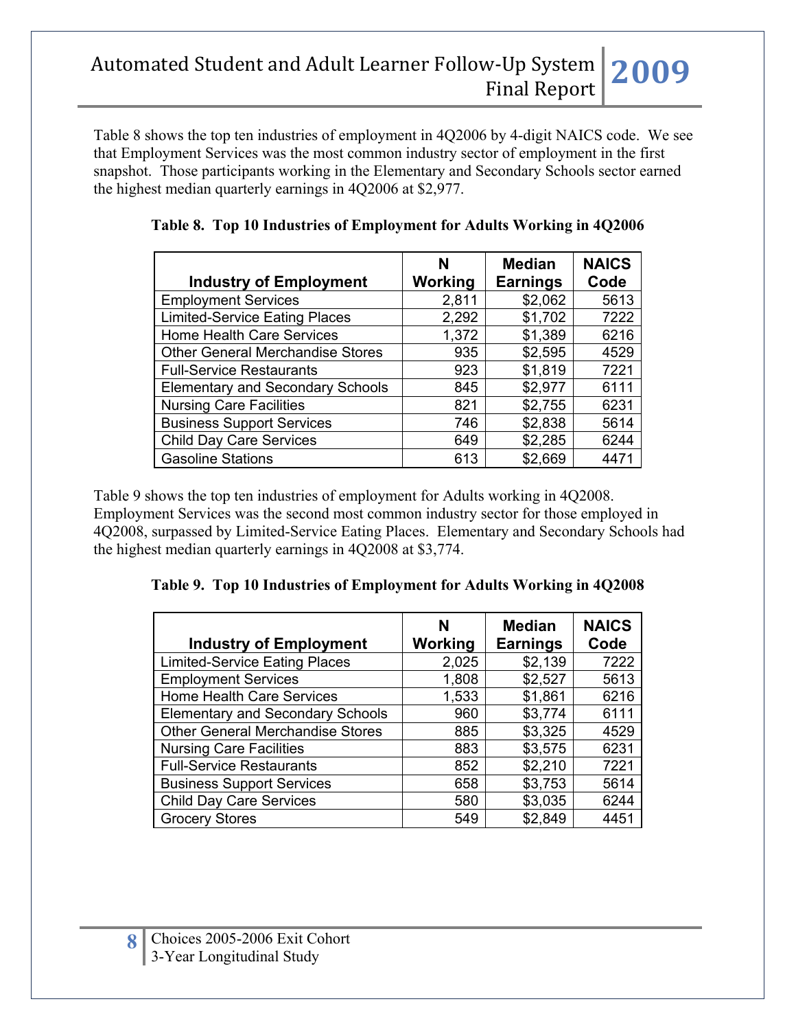Table 8 shows the top ten industries of employment in 4Q2006 by 4-digit NAICS code. We see that Employment Services was the most common industry sector of employment in the first snapshot. Those participants working in the Elementary and Secondary Schools sector earned the highest median quarterly earnings in 4Q2006 at $2,977.

**Table 8. Top 10 Industries of Employment for Adults Working in 4Q2006**

| Industry of Employment | N Working | Median Earnings | NAICS Code |
|---|---|---|---|
| Employment Services | 2,811 | $2,062 | 5613 |
| Limited-Service Eating Places | 2,292 | $1,702 | 7222 |
| Home Health Care Services | 1,372 | $1,389 | 6216 |
| Other General Merchandise Stores | 935 | $2,595 | 4529 |
| Full-Service Restaurants | 923 | $1,819 | 7221 |
| Elementary and Secondary Schools | 845 | $2,977 | 6111 |
| Nursing Care Facilities | 821 | $2,755 | 6231 |
| Business Support Services | 746 | $2,838 | 5614 |
| Child Day Care Services | 649 | $2,285 | 6244 |
| Gasoline Stations | 613 | $2,669 | 4471 |

Table 9 shows the top ten industries of employment for Adults working in 4Q2008. Employment Services was the second most common industry sector for those employed in 4Q2008, surpassed by Limited-Service Eating Places. Elementary and Secondary Schools had the highest median quarterly earnings in 4Q2008 at $3,774.

**Table 9. Top 10 Industries of Employment for Adults Working in 4Q2008**

| Industry of Employment | N Working | Median Earnings | NAICS Code |
|---|---|---|---|
| Limited-Service Eating Places | 2,025 | $2,139 | 7222 |
| Employment Services | 1,808 | $2,527 | 5613 |
| Home Health Care Services | 1,533 | $1,861 | 6216 |
| Elementary and Secondary Schools | 960 | $3,774 | 6111 |
| Other General Merchandise Stores | 885 | $3,325 | 4529 |
| Nursing Care Facilities | 883 | $3,575 | 6231 |
| Full-Service Restaurants | 852 | $2,210 | 7221 |
| Business Support Services | 658 | $3,753 | 5614 |
| Child Day Care Services | 580 | $3,035 | 6244 |
| Grocery Stores | 549 | $2,849 | 4451 |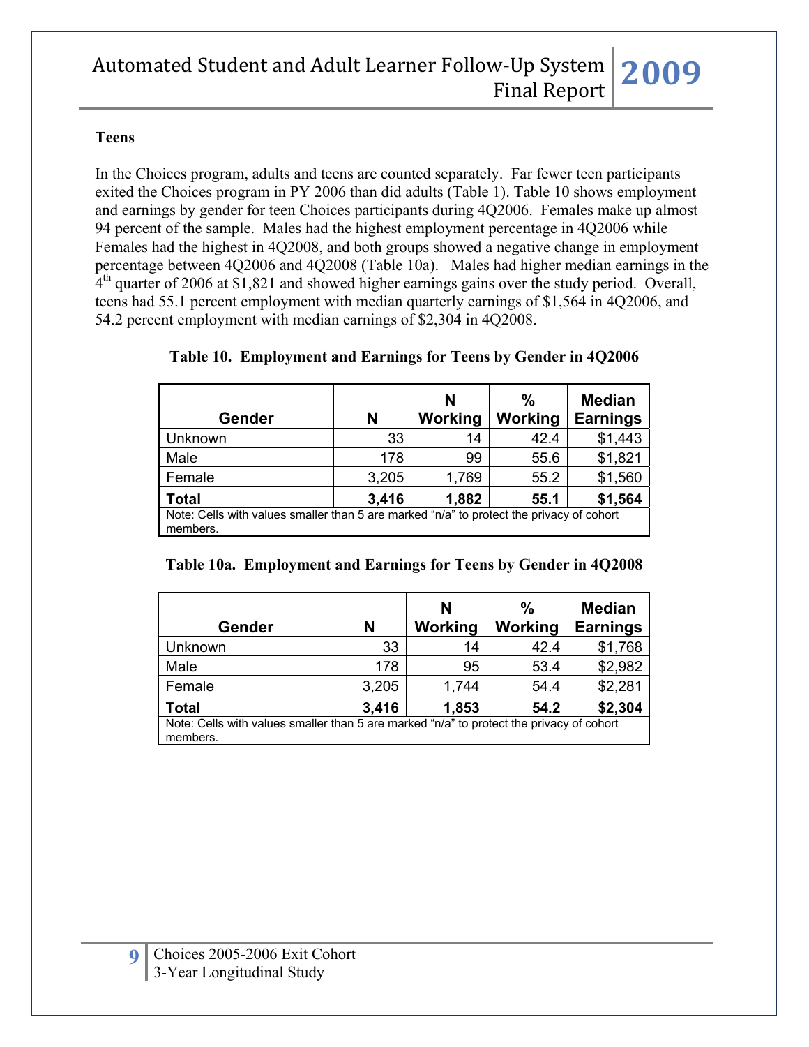### Teens

In the Choices program, adults and teens are counted separately. Far fewer teen participants exited the Choices program in PY 2006 than did adults (Table 1). Table 10 shows employment and earnings by gender for teen Choices participants during 4Q2006. Females make up almost 94 percent of the sample. Males had the highest employment percentage in 4Q2006 while Females had the highest in 4Q2008, and both groups showed a negative change in employment percentage between 4Q2006 and 4Q2008 (Table 10a). Males had higher median earnings in the 4th quarter of 2006 at $1,821 and showed higher earnings gains over the study period. Overall, teens had 55.1 percent employment with median quarterly earnings of $1,564 in 4Q2006, and 54.2 percent employment with median earnings of $2,304 in 4Q2008.

**Table 10. Employment and Earnings for Teens by Gender in 4Q2006**

| Gender | N | N Working | % Working | Median Earnings |
|---|---|---|---|---|
| Unknown | 33 | 14 | 42.4 | $1,443 |
| Male | 178 | 99 | 55.6 | $1,821 |
| Female | 3,205 | 1,769 | 55.2 | $1,560 |
| **Total** | **3,416** | **1,882** | **55.1** | **$1,564** |

Note: Cells with values smaller than 5 are marked "n/a" to protect the privacy of cohort members.

**Table 10a. Employment and Earnings for Teens by Gender in 4Q2008**

| Gender | N | N Working | % Working | Median Earnings |
|---|---|---|---|---|
| Unknown | 33 | 14 | 42.4 | $1,768 |
| Male | 178 | 95 | 53.4 | $2,982 |
| Female | 3,205 | 1,744 | 54.4 | $2,281 |
| **Total** | **3,416** | **1,853** | **54.2** | **$2,304** |

Note: Cells with values smaller than 5 are marked "n/a" to protect the privacy of cohort members.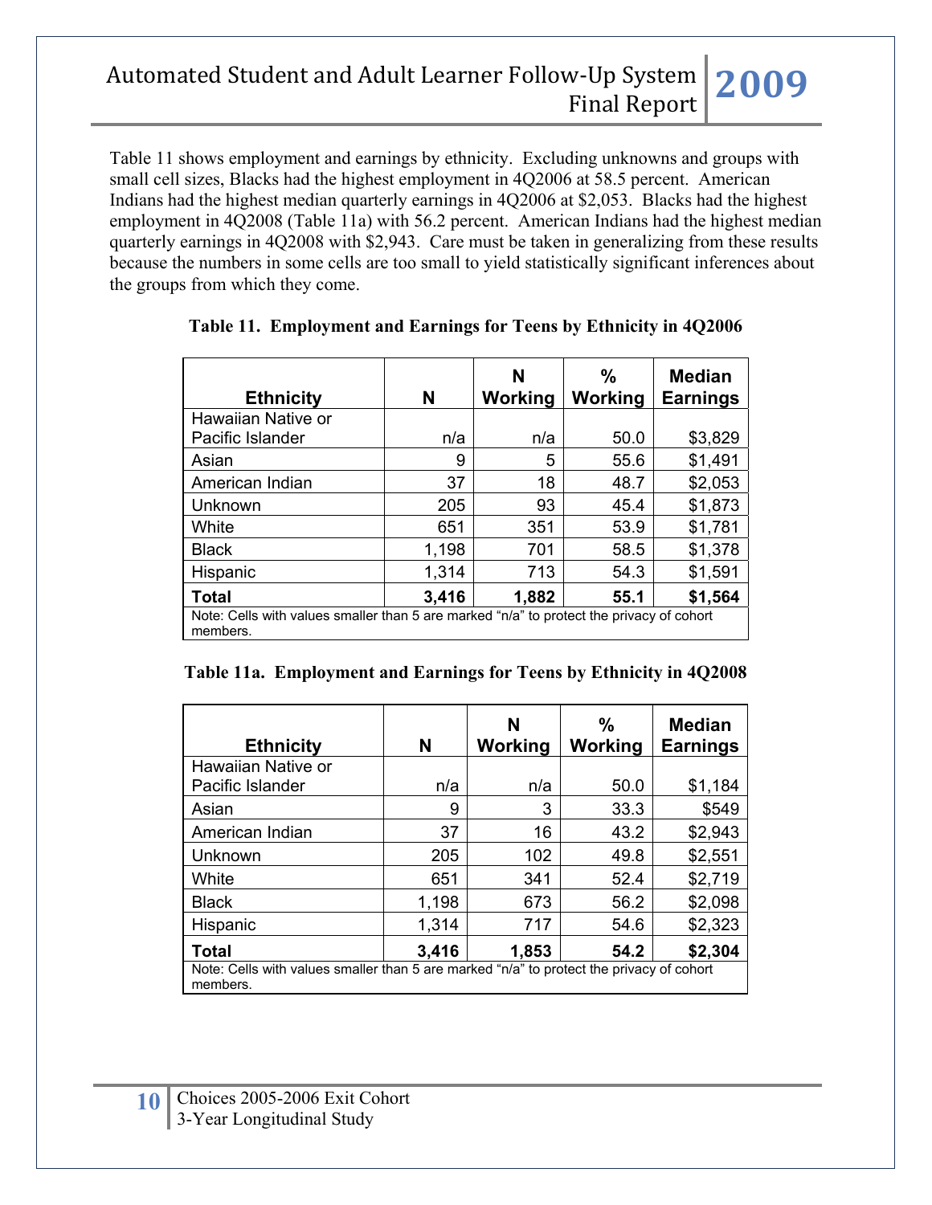Table 11 shows employment and earnings by ethnicity. Excluding unknowns and groups with small cell sizes, Blacks had the highest employment in 4Q2006 at 58.5 percent. American Indians had the highest median quarterly earnings in 4Q2006 at $2,053. Blacks had the highest employment in 4Q2008 (Table 11a) with 56.2 percent. American Indians had the highest median quarterly earnings in 4Q2008 with $2,943. Care must be taken in generalizing from these results because the numbers in some cells are too small to yield statistically significant inferences about the groups from which they come.

**Table 11. Employment and Earnings for Teens by Ethnicity in 4Q2006**

| Ethnicity | N | N Working | % Working | Median Earnings |
|---|---|---|---|---|
| Hawaiian Native or Pacific Islander | n/a | n/a | 50.0 | $3,829 |
| Asian | 9 | 5 | 55.6 | $1,491 |
| American Indian | 37 | 18 | 48.7 | $2,053 |
| Unknown | 205 | 93 | 45.4 | $1,873 |
| White | 651 | 351 | 53.9 | $1,781 |
| Black | 1,198 | 701 | 58.5 | $1,378 |
| Hispanic | 1,314 | 713 | 54.3 | $1,591 |
| **Total** | **3,416** | **1,882** | **55.1** | **$1,564** |

Note: Cells with values smaller than 5 are marked "n/a" to protect the privacy of cohort members.

**Table 11a. Employment and Earnings for Teens by Ethnicity in 4Q2008**

| Ethnicity | N | N Working | % Working | Median Earnings |
|---|---|---|---|---|
| Hawaiian Native or Pacific Islander | n/a | n/a | 50.0 | $1,184 |
| Asian | 9 | 3 | 33.3 | $549 |
| American Indian | 37 | 16 | 43.2 | $2,943 |
| Unknown | 205 | 102 | 49.8 | $2,551 |
| White | 651 | 341 | 52.4 | $2,719 |
| Black | 1,198 | 673 | 56.2 | $2,098 |
| Hispanic | 1,314 | 717 | 54.6 | $2,323 |
| **Total** | **3,416** | **1,853** | **54.2** | **$2,304** |

Note: Cells with values smaller than 5 are marked "n/a" to protect the privacy of cohort members.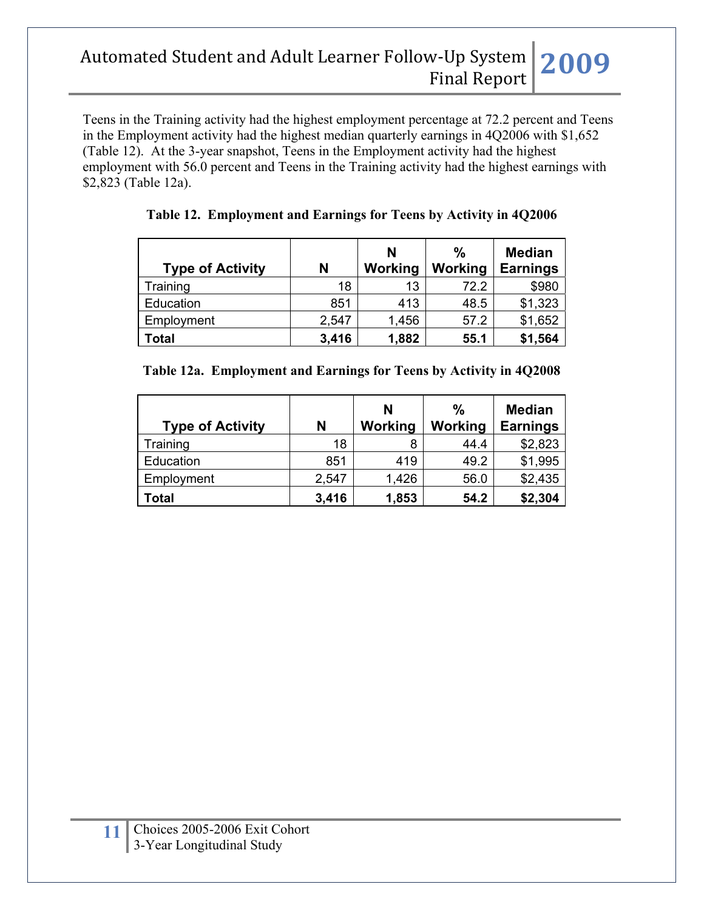Teens in the Training activity had the highest employment percentage at 72.2 percent and Teens in the Employment activity had the highest median quarterly earnings in 4Q2006 with $1,652 (Table 12). At the 3-year snapshot, Teens in the Employment activity had the highest employment with 56.0 percent and Teens in the Training activity had the highest earnings with $2,823 (Table 12a).

**Table 12. Employment and Earnings for Teens by Activity in 4Q2006**

| Type of Activity | N | N Working | % Working | Median Earnings |
|---|---|---|---|---|
| Training | 18 | 13 | 72.2 | $980 |
| Education | 851 | 413 | 48.5 | $1,323 |
| Employment | 2,547 | 1,456 | 57.2 | $1,652 |
| **Total** | **3,416** | **1,882** | **55.1** | **$1,564** |

**Table 12a. Employment and Earnings for Teens by Activity in 4Q2008**

| Type of Activity | N | N Working | % Working | Median Earnings |
|---|---|---|---|---|
| Training | 18 | 8 | 44.4 | $2,823 |
| Education | 851 | 419 | 49.2 | $1,995 |
| Employment | 2,547 | 1,426 | 56.0 | $2,435 |
| **Total** | **3,416** | **1,853** | **54.2** | **$2,304** |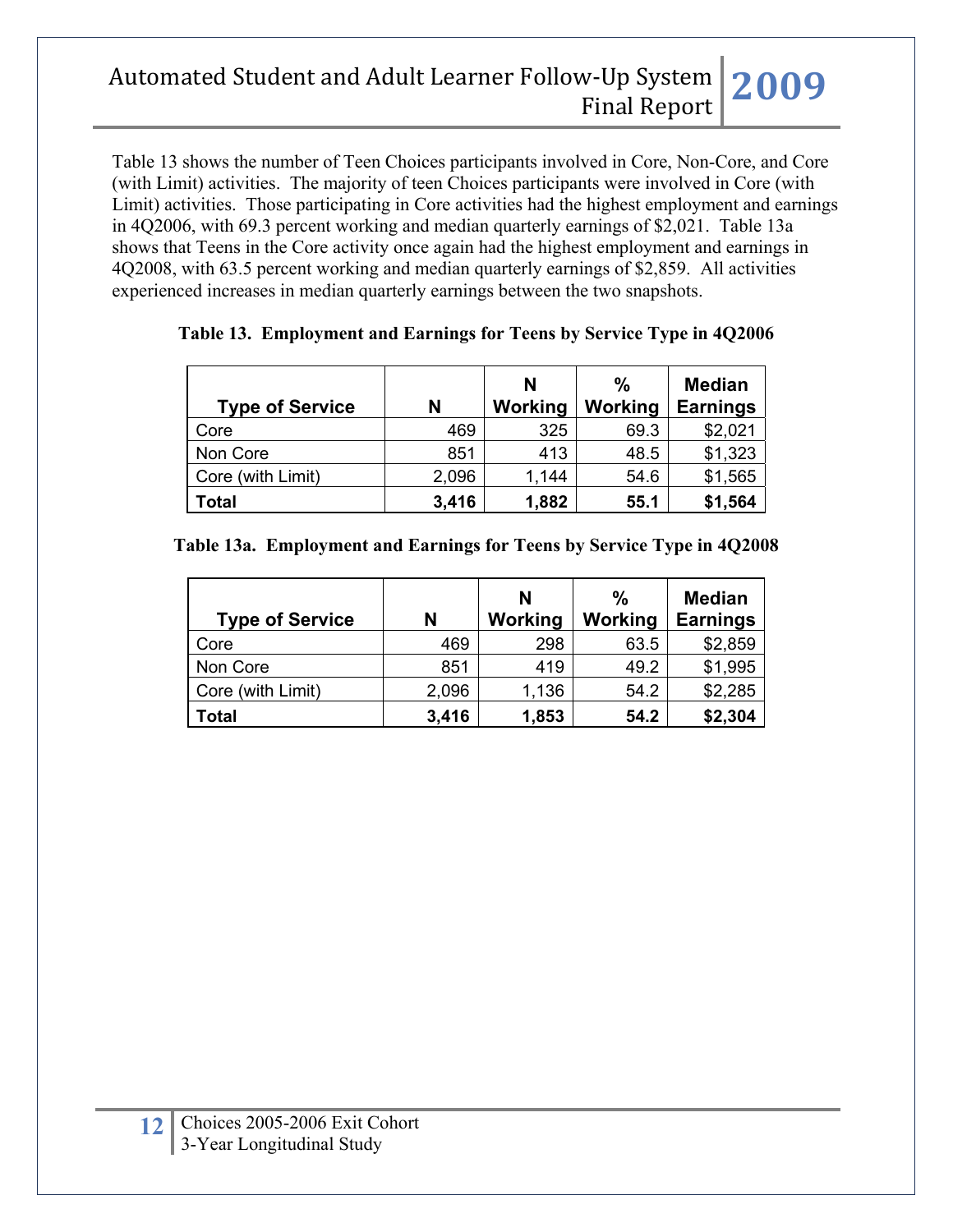Table 13 shows the number of Teen Choices participants involved in Core, Non-Core, and Core (with Limit) activities. The majority of teen Choices participants were involved in Core (with Limit) activities. Those participating in Core activities had the highest employment and earnings in 4Q2006, with 69.3 percent working and median quarterly earnings of $2,021. Table 13a shows that Teens in the Core activity once again had the highest employment and earnings in 4Q2008, with 63.5 percent working and median quarterly earnings of $2,859. All activities experienced increases in median quarterly earnings between the two snapshots.

**Table 13. Employment and Earnings for Teens by Service Type in 4Q2006**

| Type of Service | N | N Working | % Working | Median Earnings |
|---|---|---|---|---|
| Core | 469 | 325 | 69.3 | $2,021 |
| Non Core | 851 | 413 | 48.5 | $1,323 |
| Core (with Limit) | 2,096 | 1,144 | 54.6 | $1,565 |
| **Total** | **3,416** | **1,882** | **55.1** | **$1,564** |

**Table 13a. Employment and Earnings for Teens by Service Type in 4Q2008**

| Type of Service | N | N Working | % Working | Median Earnings |
|---|---|---|---|---|
| Core | 469 | 298 | 63.5 | $2,859 |
| Non Core | 851 | 419 | 49.2 | $1,995 |
| Core (with Limit) | 2,096 | 1,136 | 54.2 | $2,285 |
| **Total** | **3,416** | **1,853** | **54.2** | **$2,304** |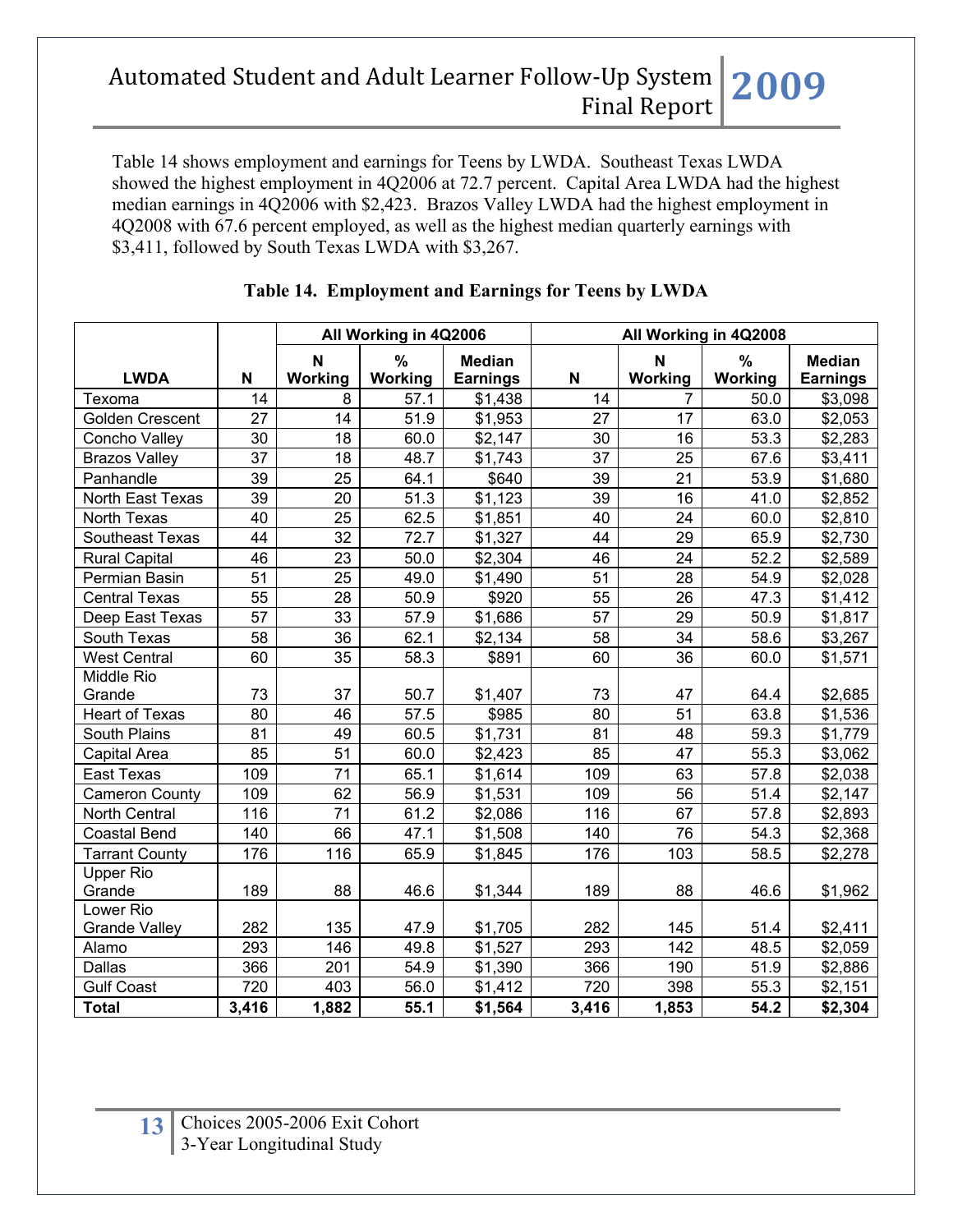Table 14 shows employment and earnings for Teens by LWDA. Southeast Texas LWDA showed the highest employment in 4Q2006 at 72.7 percent. Capital Area LWDA had the highest median earnings in 4Q2006 with $2,423. Brazos Valley LWDA had the highest employment in 4Q2008 with 67.6 percent employed, as well as the highest median quarterly earnings with $3,411, followed by South Texas LWDA with $3,267.

**Table 14. Employment and Earnings for Teens by LWDA**

| | | All Working in 4Q2006 | | | All Working in 4Q2008 | | | |
|---|---|---|---|---|---|---|---|---|
| **LWDA** | **N** | **N Working** | **% Working** | **Median Earnings** | **N** | **N Working** | **% Working** | **Median Earnings** |
| Texoma | 14 | 8 | 57.1 | $1,438 | 14 | 7 | 50.0 | $3,098 |
| Golden Crescent | 27 | 14 | 51.9 | $1,953 | 27 | 17 | 63.0 | $2,053 |
| Concho Valley | 30 | 18 | 60.0 | $2,147 | 30 | 16 | 53.3 | $2,283 |
| Brazos Valley | 37 | 18 | 48.7 | $1,743 | 37 | 25 | 67.6 | $3,411 |
| Panhandle | 39 | 25 | 64.1 | $640 | 39 | 21 | 53.9 | $1,680 |
| North East Texas | 39 | 20 | 51.3 | $1,123 | 39 | 16 | 41.0 | $2,852 |
| North Texas | 40 | 25 | 62.5 | $1,851 | 40 | 24 | 60.0 | $2,810 |
| Southeast Texas | 44 | 32 | 72.7 | $1,327 | 44 | 29 | 65.9 | $2,730 |
| Rural Capital | 46 | 23 | 50.0 | $2,304 | 46 | 24 | 52.2 | $2,589 |
| Permian Basin | 51 | 25 | 49.0 | $1,490 | 51 | 28 | 54.9 | $2,028 |
| Central Texas | 55 | 28 | 50.9 | $920 | 55 | 26 | 47.3 | $1,412 |
| Deep East Texas | 57 | 33 | 57.9 | $1,686 | 57 | 29 | 50.9 | $1,817 |
| South Texas | 58 | 36 | 62.1 | $2,134 | 58 | 34 | 58.6 | $3,267 |
| West Central | 60 | 35 | 58.3 | $891 | 60 | 36 | 60.0 | $1,571 |
| Middle Rio Grande | 73 | 37 | 50.7 | $1,407 | 73 | 47 | 64.4 | $2,685 |
| Heart of Texas | 80 | 46 | 57.5 | $985 | 80 | 51 | 63.8 | $1,536 |
| South Plains | 81 | 49 | 60.5 | $1,731 | 81 | 48 | 59.3 | $1,779 |
| Capital Area | 85 | 51 | 60.0 | $2,423 | 85 | 47 | 55.3 | $3,062 |
| East Texas | 109 | 71 | 65.1 | $1,614 | 109 | 63 | 57.8 | $2,038 |
| Cameron County | 109 | 62 | 56.9 | $1,531 | 109 | 56 | 51.4 | $2,147 |
| North Central | 116 | 71 | 61.2 | $2,086 | 116 | 67 | 57.8 | $2,893 |
| Coastal Bend | 140 | 66 | 47.1 | $1,508 | 140 | 76 | 54.3 | $2,368 |
| Tarrant County | 176 | 116 | 65.9 | $1,845 | 176 | 103 | 58.5 | $2,278 |
| Upper Rio Grande | 189 | 88 | 46.6 | $1,344 | 189 | 88 | 46.6 | $1,962 |
| Lower Rio Grande Valley | 282 | 135 | 47.9 | $1,705 | 282 | 145 | 51.4 | $2,411 |
| Alamo | 293 | 146 | 49.8 | $1,527 | 293 | 142 | 48.5 | $2,059 |
| Dallas | 366 | 201 | 54.9 | $1,390 | 366 | 190 | 51.9 | $2,886 |
| Gulf Coast | 720 | 403 | 56.0 | $1,412 | 720 | 398 | 55.3 | $2,151 |
| **Total** | **3,416** | **1,882** | **55.1** | **$1,564** | **3,416** | **1,853** | **54.2** | **$2,304** |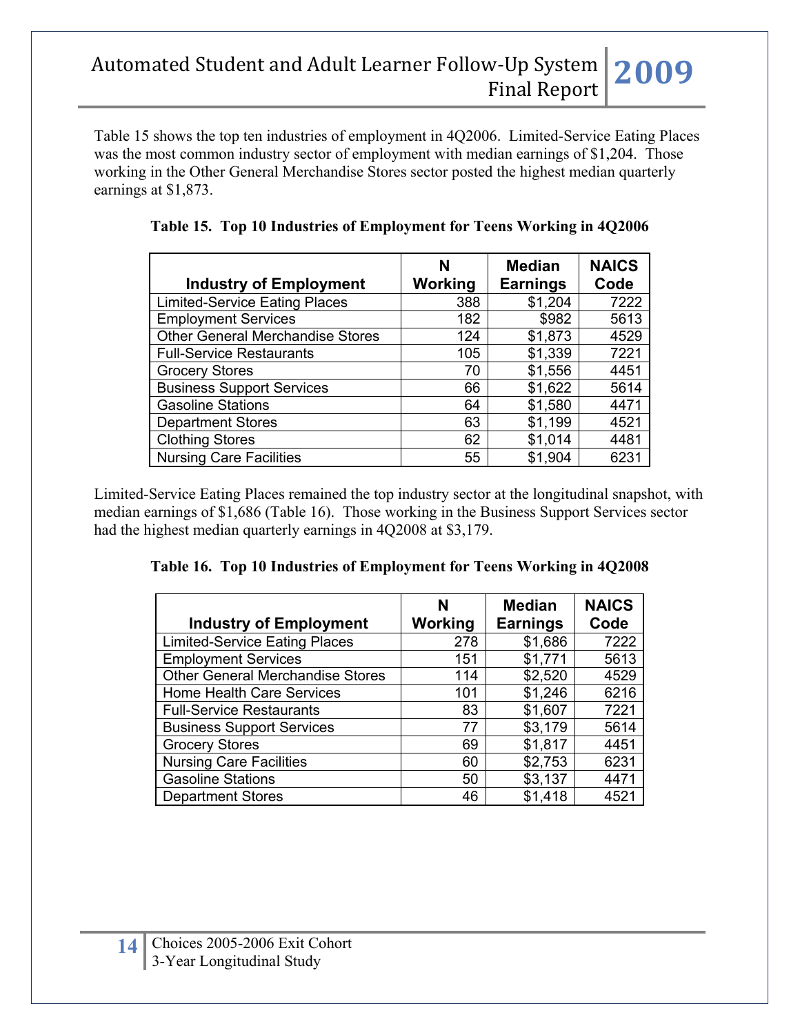Table 15 shows the top ten industries of employment in 4Q2006. Limited-Service Eating Places was the most common industry sector of employment with median earnings of $1,204. Those working in the Other General Merchandise Stores sector posted the highest median quarterly earnings at $1,873.

**Table 15. Top 10 Industries of Employment for Teens Working in 4Q2006**

| Industry of Employment | N Working | Median Earnings | NAICS Code |
|---|---|---|---|
| Limited-Service Eating Places | 388 | $1,204 | 7222 |
| Employment Services | 182 | $982 | 5613 |
| Other General Merchandise Stores | 124 | $1,873 | 4529 |
| Full-Service Restaurants | 105 | $1,339 | 7221 |
| Grocery Stores | 70 | $1,556 | 4451 |
| Business Support Services | 66 | $1,622 | 5614 |
| Gasoline Stations | 64 | $1,580 | 4471 |
| Department Stores | 63 | $1,199 | 4521 |
| Clothing Stores | 62 | $1,014 | 4481 |
| Nursing Care Facilities | 55 | $1,904 | 6231 |

Limited-Service Eating Places remained the top industry sector at the longitudinal snapshot, with median earnings of $1,686 (Table 16). Those working in the Business Support Services sector had the highest median quarterly earnings in 4Q2008 at $3,179.

**Table 16. Top 10 Industries of Employment for Teens Working in 4Q2008**

| Industry of Employment | N Working | Median Earnings | NAICS Code |
|---|---|---|---|
| Limited-Service Eating Places | 278 | $1,686 | 7222 |
| Employment Services | 151 | $1,771 | 5613 |
| Other General Merchandise Stores | 114 | $2,520 | 4529 |
| Home Health Care Services | 101 | $1,246 | 6216 |
| Full-Service Restaurants | 83 | $1,607 | 7221 |
| Business Support Services | 77 | $3,179 | 5614 |
| Grocery Stores | 69 | $1,817 | 4451 |
| Nursing Care Facilities | 60 | $2,753 | 6231 |
| Gasoline Stations | 50 | $3,137 | 4471 |
| Department Stores | 46 | $1,418 | 4521 |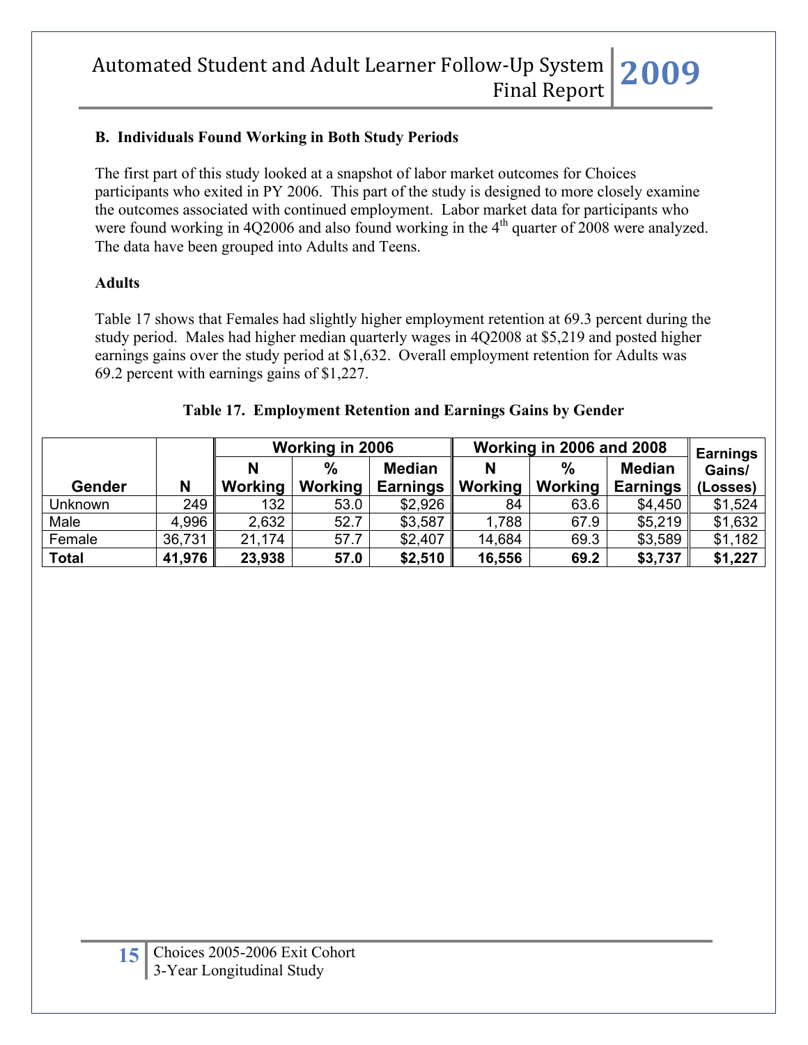## B. Individuals Found Working in Both Study Periods

The first part of this study looked at a snapshot of labor market outcomes for Choices participants who exited in PY 2006. This part of the study is designed to more closely examine the outcomes associated with continued employment. Labor market data for participants who were found working in 4Q2006 and also found working in the 4th quarter of 2008 were analyzed. The data have been grouped into Adults and Teens.

### Adults

Table 17 shows that Females had slightly higher employment retention at 69.3 percent during the study period. Males had higher median quarterly wages in 4Q2008 at $5,219 and posted higher earnings gains over the study period at $1,632. Overall employment retention for Adults was 69.2 percent with earnings gains of $1,227.

**Table 17. Employment Retention and Earnings Gains by Gender**

| | | Working in 2006 | | | Working in 2006 and 2008 | | | |
|---|---|---|---|---|---|---|---|---|
| **Gender** | **N** | **N Working** | **% Working** | **Median Earnings** | **N Working** | **% Working** | **Median Earnings** | **Earnings Gains/ (Losses)** |
| Unknown | 249 | 132 | 53.0 | $2,926 | 84 | 63.6 | $4,450 | $1,524 |
| Male | 4,996 | 2,632 | 52.7 | $3,587 | 1,788 | 67.9 | $5,219 | $1,632 |
| Female | 36,731 | 21,174 | 57.7 | $2,407 | 14,684 | 69.3 | $3,589 | $1,182 |
| **Total** | **41,976** | **23,938** | **57.0** | **$2,510** | **16,556** | **69.2** | **$3,737** | **$1,227** |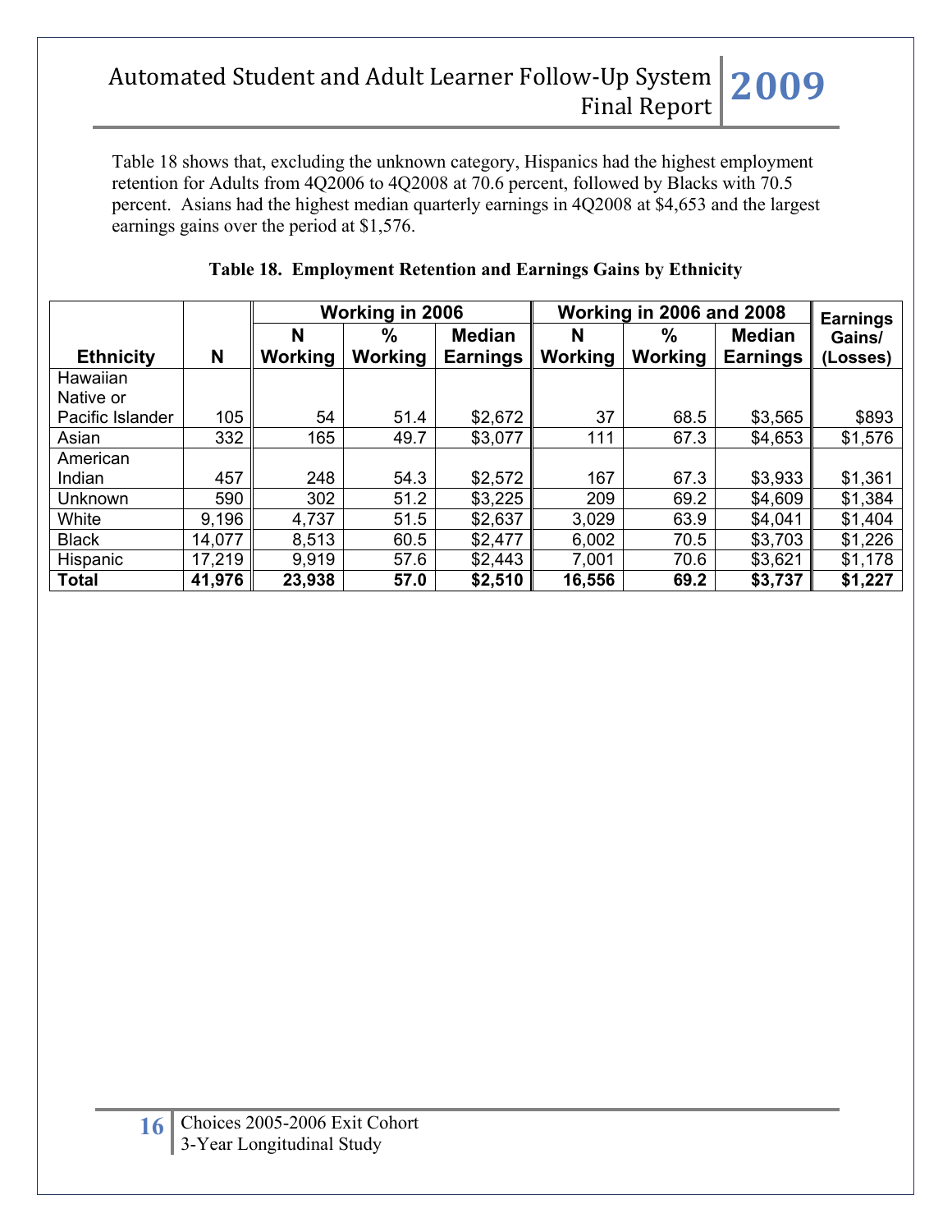Table 18 shows that, excluding the unknown category, Hispanics had the highest employment retention for Adults from 4Q2006 to 4Q2008 at 70.6 percent, followed by Blacks with 70.5 percent. Asians had the highest median quarterly earnings in 4Q2008 at $4,653 and the largest earnings gains over the period at $1,576.

**Table 18. Employment Retention and Earnings Gains by Ethnicity**

| Ethnicity | N | Working in 2006 | | | Working in 2006 and 2008 | | | Earnings Gains/ (Losses) |
|---|---|---|---|---|---|---|---|---|
| | | N Working | % Working | Median Earnings | N Working | % Working | Median Earnings | |
| Hawaiian Native or Pacific Islander | 105 | 54 | 51.4 | $2,672 | 37 | 68.5 | $3,565 | $893 |
| Asian | 332 | 165 | 49.7 | $3,077 | 111 | 67.3 | $4,653 | $1,576 |
| American Indian | 457 | 248 | 54.3 | $2,572 | 167 | 67.3 | $3,933 | $1,361 |
| Unknown | 590 | 302 | 51.2 | $3,225 | 209 | 69.2 | $4,609 | $1,384 |
| White | 9,196 | 4,737 | 51.5 | $2,637 | 3,029 | 63.9 | $4,041 | $1,404 |
| Black | 14,077 | 8,513 | 60.5 | $2,477 | 6,002 | 70.5 | $3,703 | $1,226 |
| Hispanic | 17,219 | 9,919 | 57.6 | $2,443 | 7,001 | 70.6 | $3,621 | $1,178 |
| **Total** | **41,976** | **23,938** | **57.0** | **$2,510** | **16,556** | **69.2** | **$3,737** | **$1,227** |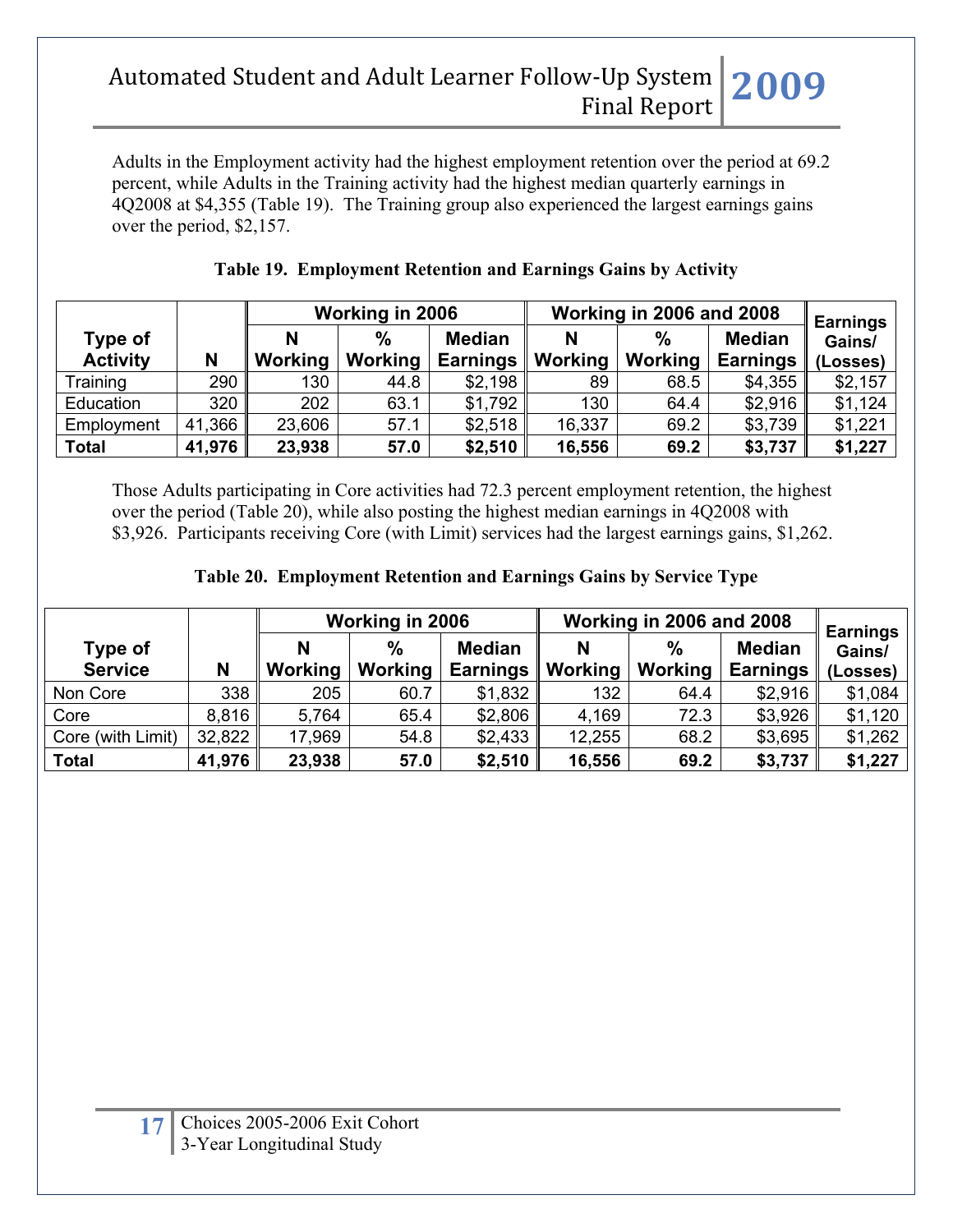Adults in the Employment activity had the highest employment retention over the period at 69.2 percent, while Adults in the Training activity had the highest median quarterly earnings in 4Q2008 at $4,355 (Table 19). The Training group also experienced the largest earnings gains over the period, $2,157.

**Table 19. Employment Retention and Earnings Gains by Activity**

| Type of Activity | N | Working in 2006 | | | Working in 2006 and 2008 | | | Earnings Gains/ (Losses) |
|---|---|---|---|---|---|---|---|---|
| | | N Working | % Working | Median Earnings | N Working | % Working | Median Earnings | |
| Training | 290 | 130 | 44.8 | $2,198 | 89 | 68.5 | $4,355 | $2,157 |
| Education | 320 | 202 | 63.1 | $1,792 | 130 | 64.4 | $2,916 | $1,124 |
| Employment | 41,366 | 23,606 | 57.1 | $2,518 | 16,337 | 69.2 | $3,739 | $1,221 |
| **Total** | **41,976** | **23,938** | **57.0** | **$2,510** | **16,556** | **69.2** | **$3,737** | **$1,227** |

Those Adults participating in Core activities had 72.3 percent employment retention, the highest over the period (Table 20), while also posting the highest median earnings in 4Q2008 with $3,926. Participants receiving Core (with Limit) services had the largest earnings gains, $1,262.

**Table 20. Employment Retention and Earnings Gains by Service Type**

| Type of Service | N | Working in 2006 | | | Working in 2006 and 2008 | | | Earnings Gains/ (Losses) |
|---|---|---|---|---|---|---|---|---|
| | | N Working | % Working | Median Earnings | N Working | % Working | Median Earnings | |
| Non Core | 338 | 205 | 60.7 | $1,832 | 132 | 64.4 | $2,916 | $1,084 |
| Core | 8,816 | 5,764 | 65.4 | $2,806 | 4,169 | 72.3 | $3,926 | $1,120 |
| Core (with Limit) | 32,822 | 17,969 | 54.8 | $2,433 | 12,255 | 68.2 | $3,695 | $1,262 |
| **Total** | **41,976** | **23,938** | **57.0** | **$2,510** | **16,556** | **69.2** | **$3,737** | **$1,227** |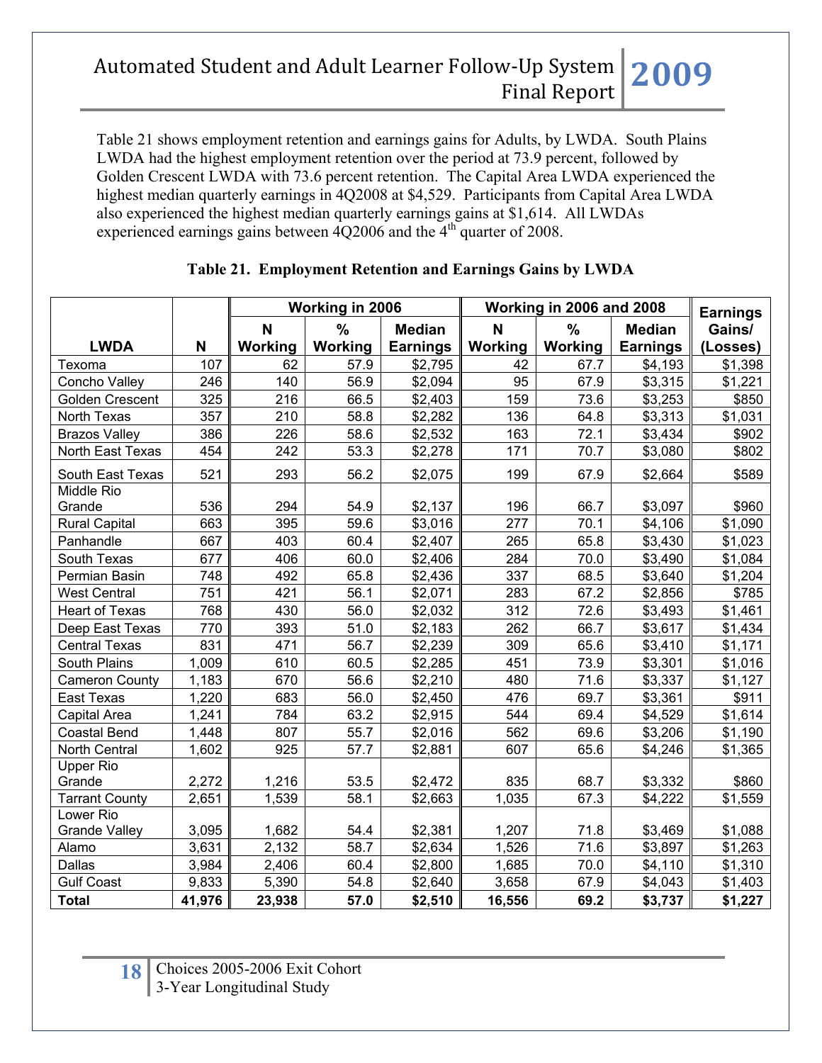Table 21 shows employment retention and earnings gains for Adults, by LWDA. South Plains LWDA had the highest employment retention over the period at 73.9 percent, followed by Golden Crescent LWDA with 73.6 percent retention. The Capital Area LWDA experienced the highest median quarterly earnings in 4Q2008 at $4,529. Participants from Capital Area LWDA also experienced the highest median quarterly earnings gains at $1,614. All LWDAs experienced earnings gains between 4Q2006 and the 4th quarter of 2008.

**Table 21. Employment Retention and Earnings Gains by LWDA**

| LWDA | N | Working in 2006 | | | Working in 2006 and 2008 | | | Earnings Gains/ (Losses) |
|---|---|---|---|---|---|---|---|---|
| | | N Working | % Working | Median Earnings | N Working | % Working | Median Earnings | |
| Texoma | 107 | 62 | 57.9 | $2,795 | 42 | 67.7 | $4,193 | $1,398 |
| Concho Valley | 246 | 140 | 56.9 | $2,094 | 95 | 67.9 | $3,315 | $1,221 |
| Golden Crescent | 325 | 216 | 66.5 | $2,403 | 159 | 73.6 | $3,253 | $850 |
| North Texas | 357 | 210 | 58.8 | $2,282 | 136 | 64.8 | $3,313 | $1,031 |
| Brazos Valley | 386 | 226 | 58.6 | $2,532 | 163 | 72.1 | $3,434 | $902 |
| North East Texas | 454 | 242 | 53.3 | $2,278 | 171 | 70.7 | $3,080 | $802 |
| South East Texas | 521 | 293 | 56.2 | $2,075 | 199 | 67.9 | $2,664 | $589 |
| Middle Rio Grande | 536 | 294 | 54.9 | $2,137 | 196 | 66.7 | $3,097 | $960 |
| Rural Capital | 663 | 395 | 59.6 | $3,016 | 277 | 70.1 | $4,106 | $1,090 |
| Panhandle | 667 | 403 | 60.4 | $2,407 | 265 | 65.8 | $3,430 | $1,023 |
| South Texas | 677 | 406 | 60.0 | $2,406 | 284 | 70.0 | $3,490 | $1,084 |
| Permian Basin | 748 | 492 | 65.8 | $2,436 | 337 | 68.5 | $3,640 | $1,204 |
| West Central | 751 | 421 | 56.1 | $2,071 | 283 | 67.2 | $2,856 | $785 |
| Heart of Texas | 768 | 430 | 56.0 | $2,032 | 312 | 72.6 | $3,493 | $1,461 |
| Deep East Texas | 770 | 393 | 51.0 | $2,183 | 262 | 66.7 | $3,617 | $1,434 |
| Central Texas | 831 | 471 | 56.7 | $2,239 | 309 | 65.6 | $3,410 | $1,171 |
| South Plains | 1,009 | 610 | 60.5 | $2,285 | 451 | 73.9 | $3,301 | $1,016 |
| Cameron County | 1,183 | 670 | 56.6 | $2,210 | 480 | 71.6 | $3,337 | $1,127 |
| East Texas | 1,220 | 683 | 56.0 | $2,450 | 476 | 69.7 | $3,361 | $911 |
| Capital Area | 1,241 | 784 | 63.2 | $2,915 | 544 | 69.4 | $4,529 | $1,614 |
| Coastal Bend | 1,448 | 807 | 55.7 | $2,016 | 562 | 69.6 | $3,206 | $1,190 |
| North Central | 1,602 | 925 | 57.7 | $2,881 | 607 | 65.6 | $4,246 | $1,365 |
| Upper Rio Grande | 2,272 | 1,216 | 53.5 | $2,472 | 835 | 68.7 | $3,332 | $860 |
| Tarrant County | 2,651 | 1,539 | 58.1 | $2,663 | 1,035 | 67.3 | $4,222 | $1,559 |
| Lower Rio Grande Valley | 3,095 | 1,682 | 54.4 | $2,381 | 1,207 | 71.8 | $3,469 | $1,088 |
| Alamo | 3,631 | 2,132 | 58.7 | $2,634 | 1,526 | 71.6 | $3,897 | $1,263 |
| Dallas | 3,984 | 2,406 | 60.4 | $2,800 | 1,685 | 70.0 | $4,110 | $1,310 |
| Gulf Coast | 9,833 | 5,390 | 54.8 | $2,640 | 3,658 | 67.9 | $4,043 | $1,403 |
| **Total** | **41,976** | **23,938** | **57.0** | **$2,510** | **16,556** | **69.2** | **$3,737** | **$1,227** |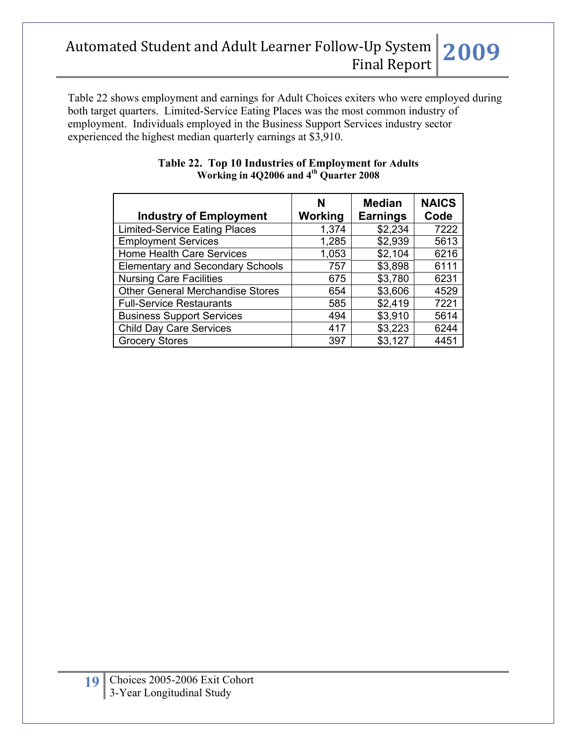Table 22 shows employment and earnings for Adult Choices exiters who were employed during both target quarters. Limited-Service Eating Places was the most common industry of employment. Individuals employed in the Business Support Services industry sector experienced the highest median quarterly earnings at $3,910.

**Table 22. Top 10 Industries of Employment for Adults Working in 4Q2006 and 4th Quarter 2008**

| Industry of Employment | N Working | Median Earnings | NAICS Code |
|---|---|---|---|
| Limited-Service Eating Places | 1,374 | $2,234 | 7222 |
| Employment Services | 1,285 | $2,939 | 5613 |
| Home Health Care Services | 1,053 | $2,104 | 6216 |
| Elementary and Secondary Schools | 757 | $3,898 | 6111 |
| Nursing Care Facilities | 675 | $3,780 | 6231 |
| Other General Merchandise Stores | 654 | $3,606 | 4529 |
| Full-Service Restaurants | 585 | $2,419 | 7221 |
| Business Support Services | 494 | $3,910 | 5614 |
| Child Day Care Services | 417 | $3,223 | 6244 |
| Grocery Stores | 397 | $3,127 | 4451 |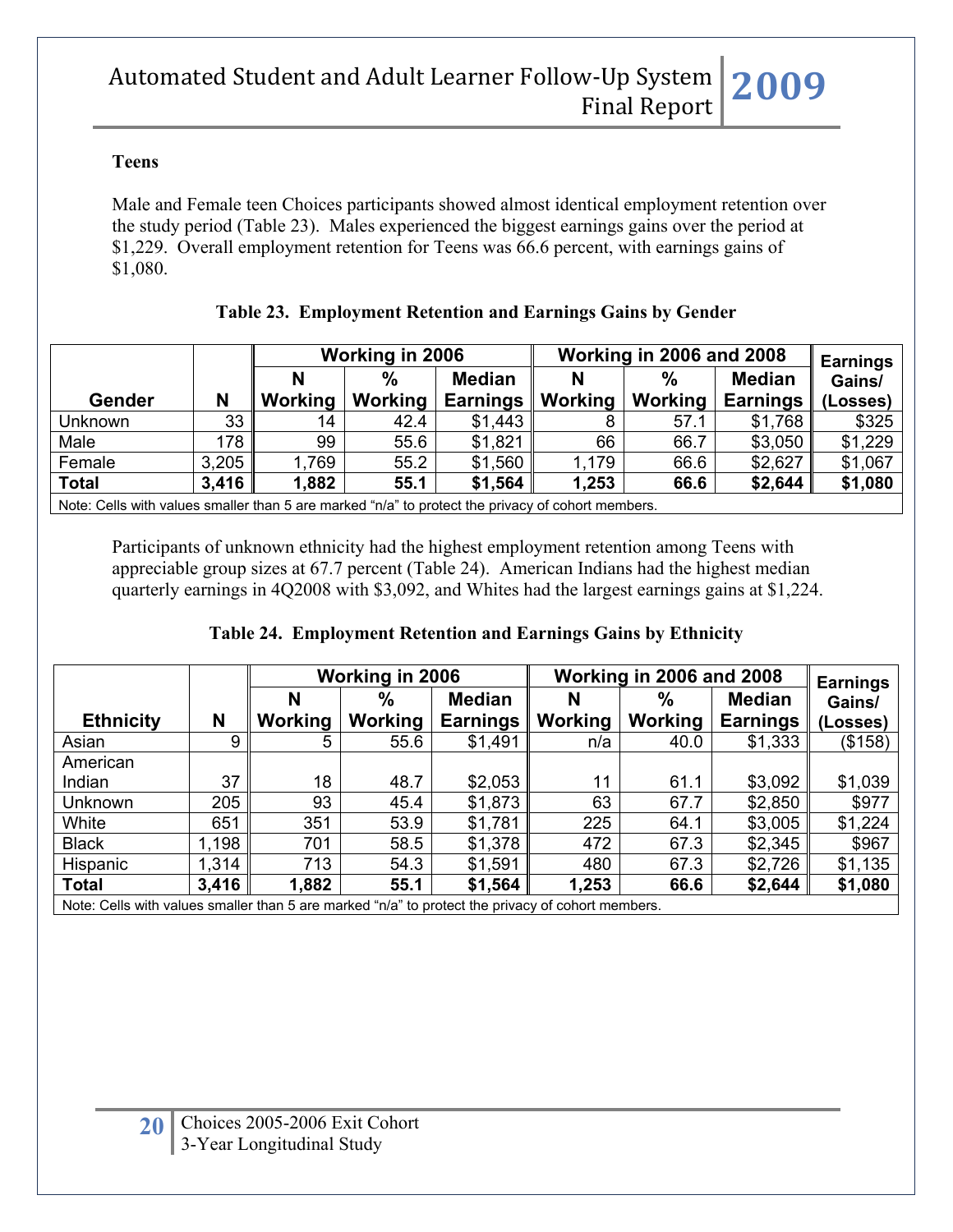### Teens

Male and Female teen Choices participants showed almost identical employment retention over the study period (Table 23). Males experienced the biggest earnings gains over the period at $1,229. Overall employment retention for Teens was 66.6 percent, with earnings gains of $1,080.

**Table 23. Employment Retention and Earnings Gains by Gender**

| | | Working in 2006 | | | Working in 2006 and 2008 | | | Earnings Gains/ (Losses) |
|---|---|---|---|---|---|---|---|---|
| **Gender** | **N** | **N Working** | **% Working** | **Median Earnings** | **N Working** | **% Working** | **Median Earnings** | |
| Unknown | 33 | 14 | 42.4 | $1,443 | 8 | 57.1 | $1,768 | $325 |
| Male | 178 | 99 | 55.6 | $1,821 | 66 | 66.7 | $3,050 | $1,229 |
| Female | 3,205 | 1,769 | 55.2 | $1,560 | 1,179 | 66.6 | $2,627 | $1,067 |
| **Total** | **3,416** | **1,882** | **55.1** | **$1,564** | **1,253** | **66.6** | **$2,644** | **$1,080** |

Note: Cells with values smaller than 5 are marked "n/a" to protect the privacy of cohort members.

Participants of unknown ethnicity had the highest employment retention among Teens with appreciable group sizes at 67.7 percent (Table 24). American Indians had the highest median quarterly earnings in 4Q2008 with $3,092, and Whites had the largest earnings gains at $1,224.

**Table 24. Employment Retention and Earnings Gains by Ethnicity**

| | | Working in 2006 | | | Working in 2006 and 2008 | | | Earnings Gains/ (Losses) |
|---|---|---|---|---|---|---|---|---|
| **Ethnicity** | **N** | **N Working** | **% Working** | **Median Earnings** | **N Working** | **% Working** | **Median Earnings** | |
| Asian | 9 | 5 | 55.6 | $1,491 | n/a | 40.0 | $1,333 | ($158) |
| American Indian | 37 | 18 | 48.7 | $2,053 | 11 | 61.1 | $3,092 | $1,039 |
| Unknown | 205 | 93 | 45.4 | $1,873 | 63 | 67.7 | $2,850 | $977 |
| White | 651 | 351 | 53.9 | $1,781 | 225 | 64.1 | $3,005 | $1,224 |
| Black | 1,198 | 701 | 58.5 | $1,378 | 472 | 67.3 | $2,345 | $967 |
| Hispanic | 1,314 | 713 | 54.3 | $1,591 | 480 | 67.3 | $2,726 | $1,135 |
| **Total** | **3,416** | **1,882** | **55.1** | **$1,564** | **1,253** | **66.6** | **$2,644** | **$1,080** |

Note: Cells with values smaller than 5 are marked "n/a" to protect the privacy of cohort members.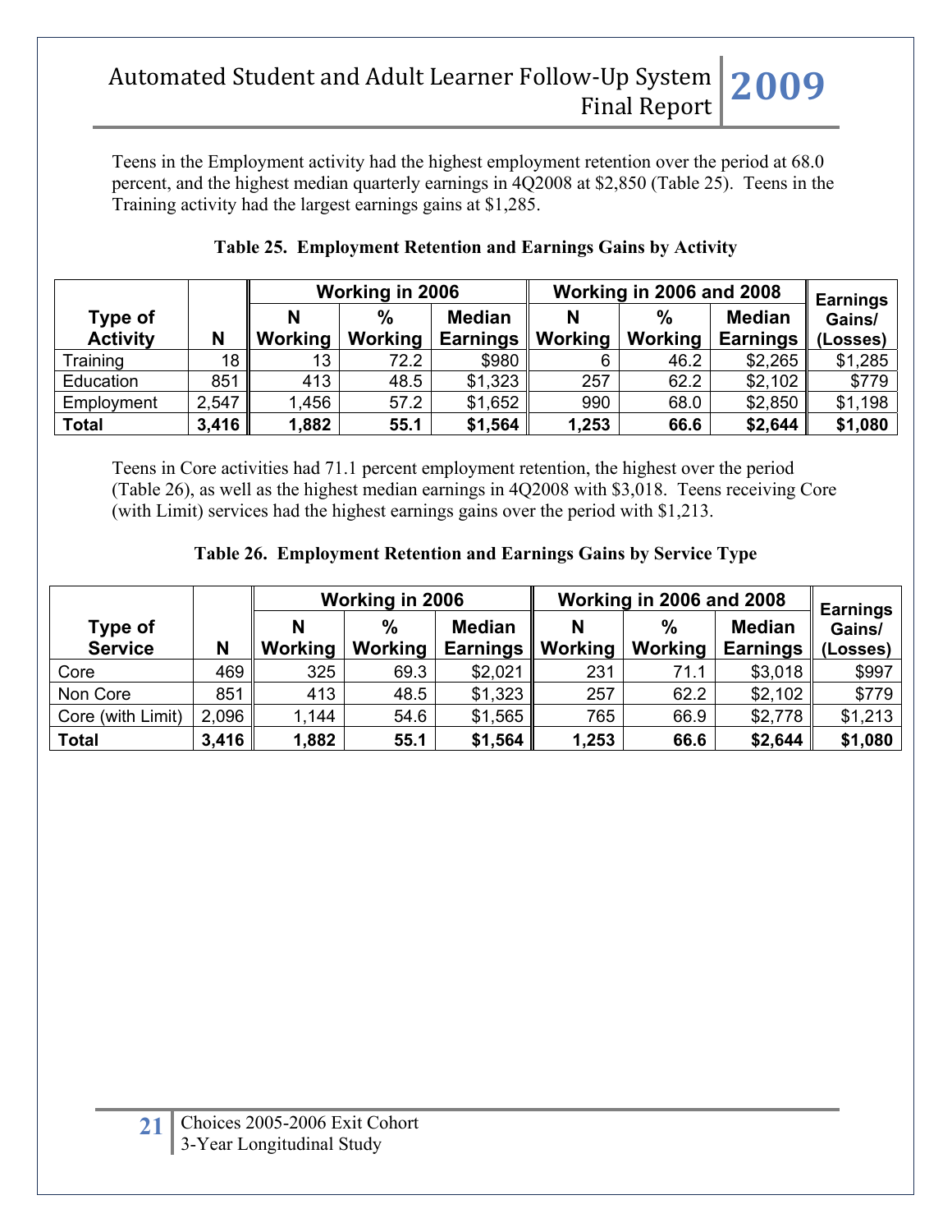Teens in the Employment activity had the highest employment retention over the period at 68.0 percent, and the highest median quarterly earnings in 4Q2008 at $2,850 (Table 25). Teens in the Training activity had the largest earnings gains at $1,285.

**Table 25. Employment Retention and Earnings Gains by Activity**

| Type of Activity | N | Working in 2006 | | | Working in 2006 and 2008 | | | Earnings Gains/ (Losses) |
|---|---|---|---|---|---|---|---|---|
| | | N Working | % Working | Median Earnings | N Working | % Working | Median Earnings | |
| Training | 18 | 13 | 72.2 | $980 | 6 | 46.2 | $2,265 | $1,285 |
| Education | 851 | 413 | 48.5 | $1,323 | 257 | 62.2 | $2,102 | $779 |
| Employment | 2,547 | 1,456 | 57.2 | $1,652 | 990 | 68.0 | $2,850 | $1,198 |
| **Total** | **3,416** | **1,882** | **55.1** | **$1,564** | **1,253** | **66.6** | **$2,644** | **$1,080** |

Teens in Core activities had 71.1 percent employment retention, the highest over the period (Table 26), as well as the highest median earnings in 4Q2008 with $3,018. Teens receiving Core (with Limit) services had the highest earnings gains over the period with $1,213.

**Table 26. Employment Retention and Earnings Gains by Service Type**

| Type of Service | N | Working in 2006 | | | Working in 2006 and 2008 | | | Earnings Gains/ (Losses) |
|---|---|---|---|---|---|---|---|---|
| | | N Working | % Working | Median Earnings | N Working | % Working | Median Earnings | |
| Core | 469 | 325 | 69.3 | $2,021 | 231 | 71.1 | $3,018 | $997 |
| Non Core | 851 | 413 | 48.5 | $1,323 | 257 | 62.2 | $2,102 | $779 |
| Core (with Limit) | 2,096 | 1,144 | 54.6 | $1,565 | 765 | 66.9 | $2,778 | $1,213 |
| **Total** | **3,416** | **1,882** | **55.1** | **$1,564** | **1,253** | **66.6** | **$2,644** | **$1,080** |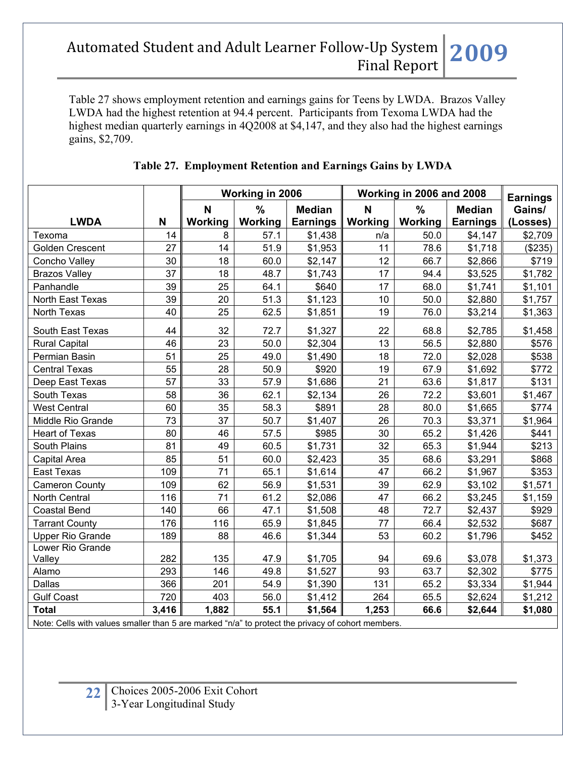Table 27 shows employment retention and earnings gains for Teens by LWDA. Brazos Valley LWDA had the highest retention at 94.4 percent. Participants from Texoma LWDA had the highest median quarterly earnings in 4Q2008 at $4,147, and they also had the highest earnings gains, $2,709.

**Table 27. Employment Retention and Earnings Gains by LWDA**

| LWDA | N | Working in 2006 | | | Working in 2006 and 2008 | | | Earnings Gains/ (Losses) |
|---|---|---|---|---|---|---|---|---|
| | | N Working | % Working | Median Earnings | N Working | % Working | Median Earnings | |
| Texoma | 14 | 8 | 57.1 | $1,438 | n/a | 50.0 | $4,147 | $2,709 |
| Golden Crescent | 27 | 14 | 51.9 | $1,953 | 11 | 78.6 | $1,718 | ($235) |
| Concho Valley | 30 | 18 | 60.0 | $2,147 | 12 | 66.7 | $2,866 | $719 |
| Brazos Valley | 37 | 18 | 48.7 | $1,743 | 17 | 94.4 | $3,525 | $1,782 |
| Panhandle | 39 | 25 | 64.1 | $640 | 17 | 68.0 | $1,741 | $1,101 |
| North East Texas | 39 | 20 | 51.3 | $1,123 | 10 | 50.0 | $2,880 | $1,757 |
| North Texas | 40 | 25 | 62.5 | $1,851 | 19 | 76.0 | $3,214 | $1,363 |
| South East Texas | 44 | 32 | 72.7 | $1,327 | 22 | 68.8 | $2,785 | $1,458 |
| Rural Capital | 46 | 23 | 50.0 | $2,304 | 13 | 56.5 | $2,880 | $576 |
| Permian Basin | 51 | 25 | 49.0 | $1,490 | 18 | 72.0 | $2,028 | $538 |
| Central Texas | 55 | 28 | 50.9 | $920 | 19 | 67.9 | $1,692 | $772 |
| Deep East Texas | 57 | 33 | 57.9 | $1,686 | 21 | 63.6 | $1,817 | $131 |
| South Texas | 58 | 36 | 62.1 | $2,134 | 26 | 72.2 | $3,601 | $1,467 |
| West Central | 60 | 35 | 58.3 | $891 | 28 | 80.0 | $1,665 | $774 |
| Middle Rio Grande | 73 | 37 | 50.7 | $1,407 | 26 | 70.3 | $3,371 | $1,964 |
| Heart of Texas | 80 | 46 | 57.5 | $985 | 30 | 65.2 | $1,426 | $441 |
| South Plains | 81 | 49 | 60.5 | $1,731 | 32 | 65.3 | $1,944 | $213 |
| Capital Area | 85 | 51 | 60.0 | $2,423 | 35 | 68.6 | $3,291 | $868 |
| East Texas | 109 | 71 | 65.1 | $1,614 | 47 | 66.2 | $1,967 | $353 |
| Cameron County | 109 | 62 | 56.9 | $1,531 | 39 | 62.9 | $3,102 | $1,571 |
| North Central | 116 | 71 | 61.2 | $2,086 | 47 | 66.2 | $3,245 | $1,159 |
| Coastal Bend | 140 | 66 | 47.1 | $1,508 | 48 | 72.7 | $2,437 | $929 |
| Tarrant County | 176 | 116 | 65.9 | $1,845 | 77 | 66.4 | $2,532 | $687 |
| Upper Rio Grande | 189 | 88 | 46.6 | $1,344 | 53 | 60.2 | $1,796 | $452 |
| Lower Rio Grande Valley | 282 | 135 | 47.9 | $1,705 | 94 | 69.6 | $3,078 | $1,373 |
| Alamo | 293 | 146 | 49.8 | $1,527 | 93 | 63.7 | $2,302 | $775 |
| Dallas | 366 | 201 | 54.9 | $1,390 | 131 | 65.2 | $3,334 | $1,944 |
| Gulf Coast | 720 | 403 | 56.0 | $1,412 | 264 | 65.5 | $2,624 | $1,212 |
| **Total** | **3,416** | **1,882** | **55.1** | **$1,564** | **1,253** | **66.6** | **$2,644** | **$1,080** |

Note: Cells with values smaller than 5 are marked "n/a" to protect the privacy of cohort members.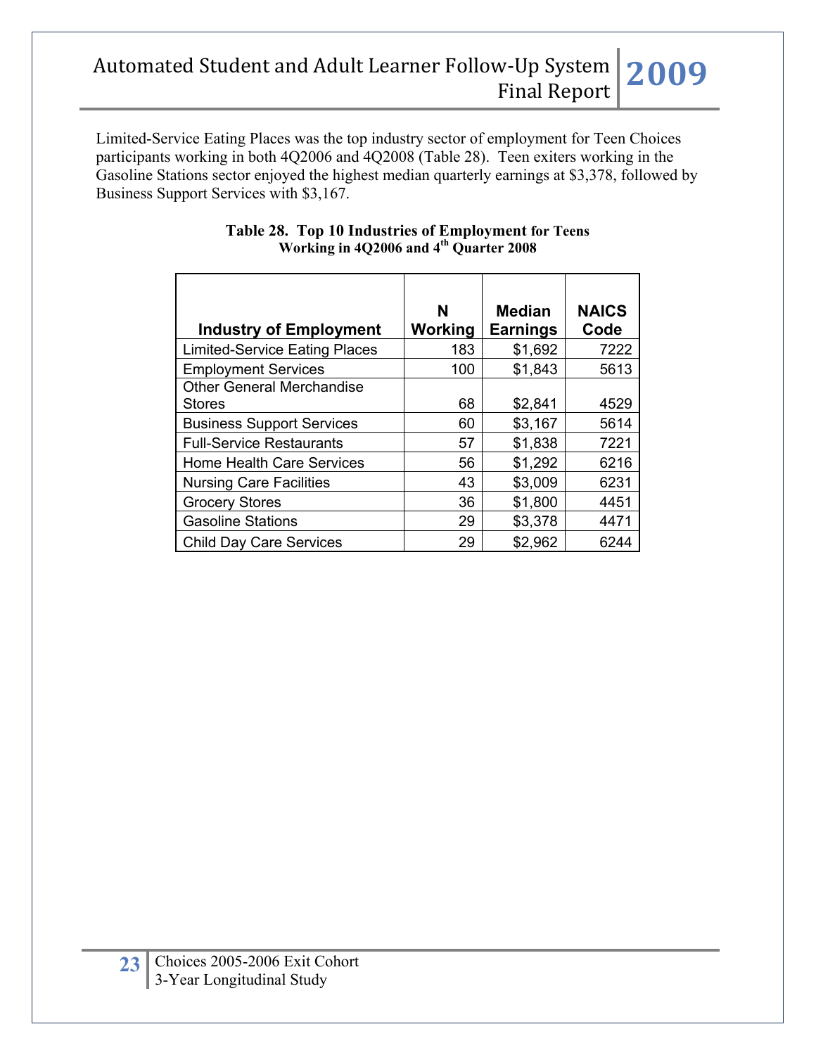Limited-Service Eating Places was the top industry sector of employment for Teen Choices participants working in both 4Q2006 and 4Q2008 (Table 28). Teen exiters working in the Gasoline Stations sector enjoyed the highest median quarterly earnings at $3,378, followed by Business Support Services with $3,167.

**Table 28. Top 10 Industries of Employment for Teens Working in 4Q2006 and 4th Quarter 2008**

| Industry of Employment | N Working | Median Earnings | NAICS Code |
|---|---|---|---|
| Limited-Service Eating Places | 183 | $1,692 | 7222 |
| Employment Services | 100 | $1,843 | 5613 |
| Other General Merchandise Stores | 68 | $2,841 | 4529 |
| Business Support Services | 60 | $3,167 | 5614 |
| Full-Service Restaurants | 57 | $1,838 | 7221 |
| Home Health Care Services | 56 | $1,292 | 6216 |
| Nursing Care Facilities | 43 | $3,009 | 6231 |
| Grocery Stores | 36 | $1,800 | 4451 |
| Gasoline Stations | 29 | $3,378 | 4471 |
| Child Day Care Services | 29 | $2,962 | 6244 |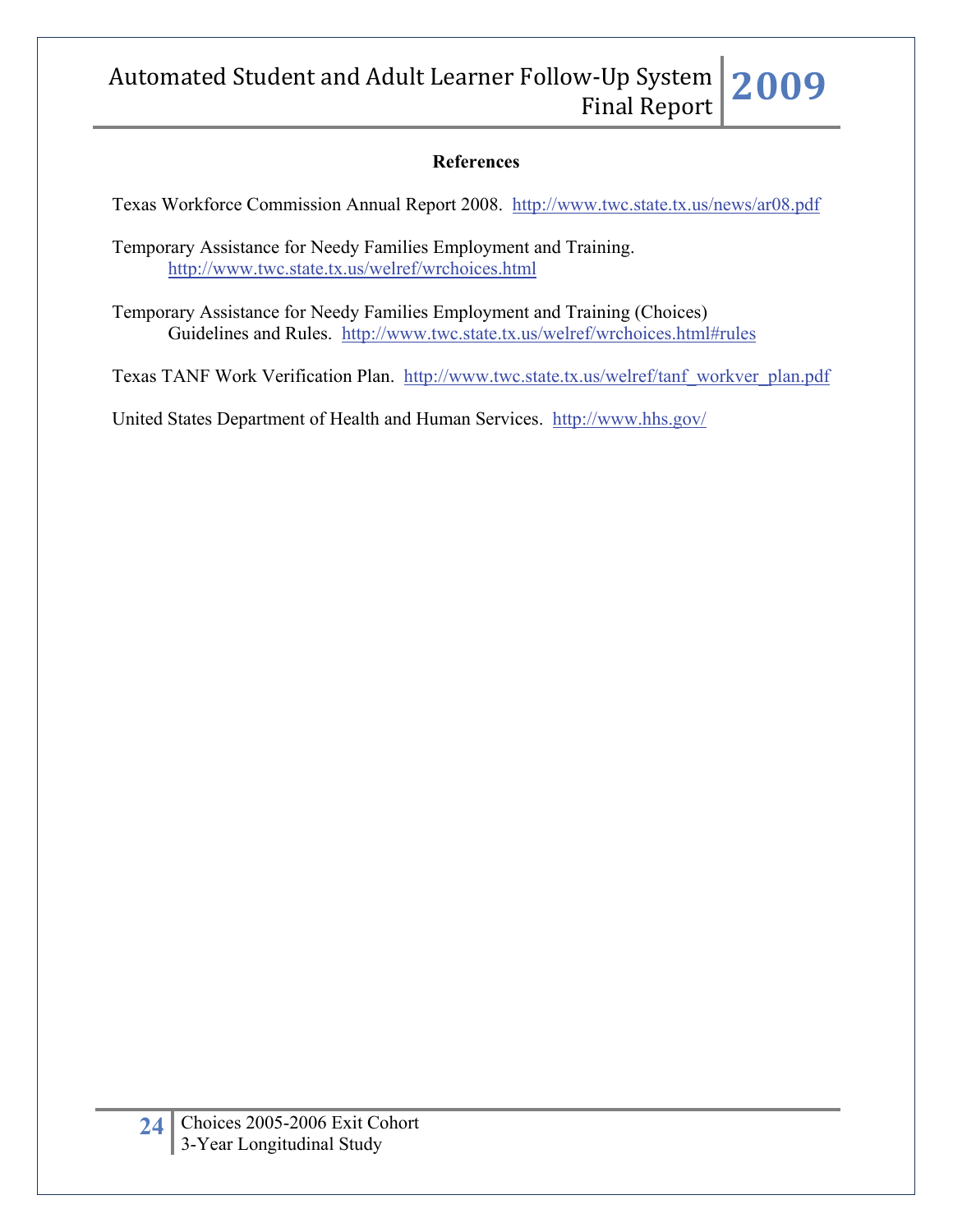## References

Texas Workforce Commission Annual Report 2008. http://www.twc.state.tx.us/news/ar08.pdf

Temporary Assistance for Needy Families Employment and Training.
http://www.twc.state.tx.us/welref/wrchoices.html

Temporary Assistance for Needy Families Employment and Training (Choices) Guidelines and Rules. http://www.twc.state.tx.us/welref/wrchoices.html#rules

Texas TANF Work Verification Plan. http://www.twc.state.tx.us/welref/tanf_workver_plan.pdf

United States Department of Health and Human Services. http://www.hhs.gov/